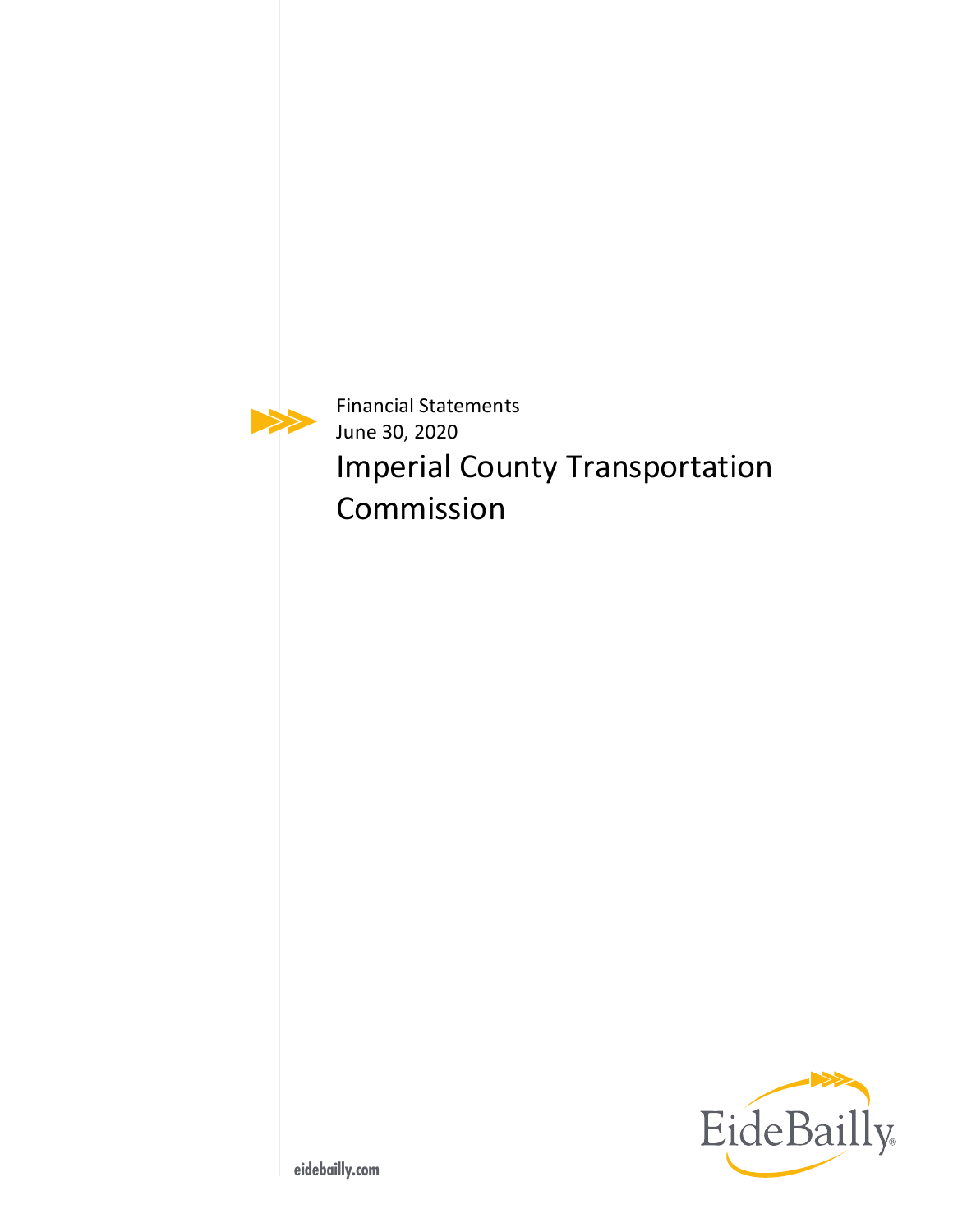Financial Statements

June 30, 2020

# Imperial County Transportation Commission

EideBailly

eidebailly.com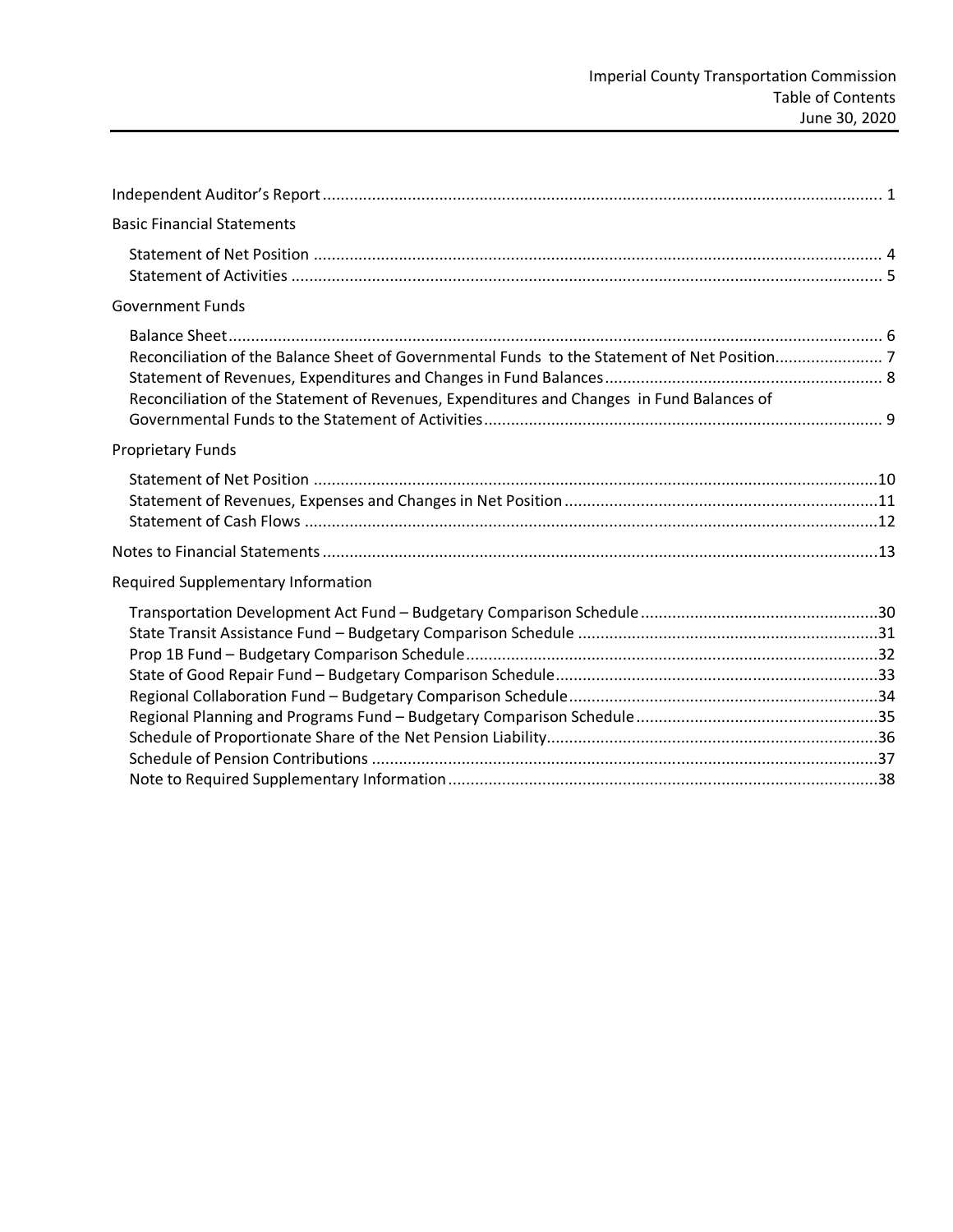# Table of Contents

Imperial County Transportation Commission
June 30, 2020

Independent Auditor's Report ........................................................ 1

Basic Financial Statements

- Statement of Net Position ........................................................ 4
- Statement of Activities ........................................................ 5

Government Funds

- Balance Sheet ........................................................ 6
- Reconciliation of the Balance Sheet of Governmental Funds to the Statement of Net Position ........................................................ 7
- Statement of Revenues, Expenditures and Changes in Fund Balances ........................................................ 8
- Reconciliation of the Statement of Revenues, Expenditures and Changes in Fund Balances of Governmental Funds to the Statement of Activities ........................................................ 9

Proprietary Funds

- Statement of Net Position ........................................................ 10
- Statement of Revenues, Expenses and Changes in Net Position ........................................................ 11
- Statement of Cash Flows ........................................................ 12

Notes to Financial Statements ........................................................ 13

Required Supplementary Information

- Transportation Development Act Fund – Budgetary Comparison Schedule ........................................................ 30
- State Transit Assistance Fund – Budgetary Comparison Schedule ........................................................ 31
- Prop 1B Fund – Budgetary Comparison Schedule ........................................................ 32
- State of Good Repair Fund – Budgetary Comparison Schedule ........................................................ 33
- Regional Collaboration Fund – Budgetary Comparison Schedule ........................................................ 34
- Regional Planning and Programs Fund – Budgetary Comparison Schedule ........................................................ 35
- Schedule of Proportionate Share of the Net Pension Liability ........................................................ 36
- Schedule of Pension Contributions ........................................................ 37
- Note to Required Supplementary Information ........................................................ 38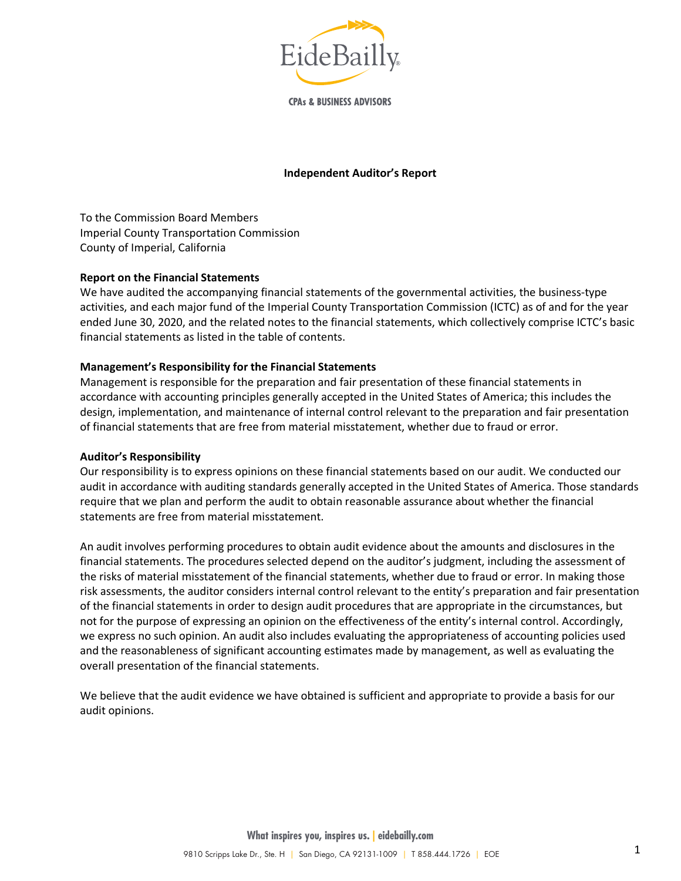EideBailly

CPAs & BUSINESS ADVISORS

## Independent Auditor's Report

To the Commission Board Members
Imperial County Transportation Commission
County of Imperial, California

**Report on the Financial Statements**

We have audited the accompanying financial statements of the governmental activities, the business-type activities, and each major fund of the Imperial County Transportation Commission (ICTC) as of and for the year ended June 30, 2020, and the related notes to the financial statements, which collectively comprise ICTC's basic financial statements as listed in the table of contents.

**Management's Responsibility for the Financial Statements**

Management is responsible for the preparation and fair presentation of these financial statements in accordance with accounting principles generally accepted in the United States of America; this includes the design, implementation, and maintenance of internal control relevant to the preparation and fair presentation of financial statements that are free from material misstatement, whether due to fraud or error.

**Auditor's Responsibility**

Our responsibility is to express opinions on these financial statements based on our audit. We conducted our audit in accordance with auditing standards generally accepted in the United States of America. Those standards require that we plan and perform the audit to obtain reasonable assurance about whether the financial statements are free from material misstatement.

An audit involves performing procedures to obtain audit evidence about the amounts and disclosures in the financial statements. The procedures selected depend on the auditor's judgment, including the assessment of the risks of material misstatement of the financial statements, whether due to fraud or error. In making those risk assessments, the auditor considers internal control relevant to the entity's preparation and fair presentation of the financial statements in order to design audit procedures that are appropriate in the circumstances, but not for the purpose of expressing an opinion on the effectiveness of the entity's internal control. Accordingly, we express no such opinion. An audit also includes evaluating the appropriateness of accounting policies used and the reasonableness of significant accounting estimates made by management, as well as evaluating the overall presentation of the financial statements.

We believe that the audit evidence we have obtained is sufficient and appropriate to provide a basis for our audit opinions.

What inspires you, inspires us. | eidebailly.com

9810 Scripps Lake Dr., Ste. H | San Diego, CA 92131-1009 | T 858.444.1726 | EOE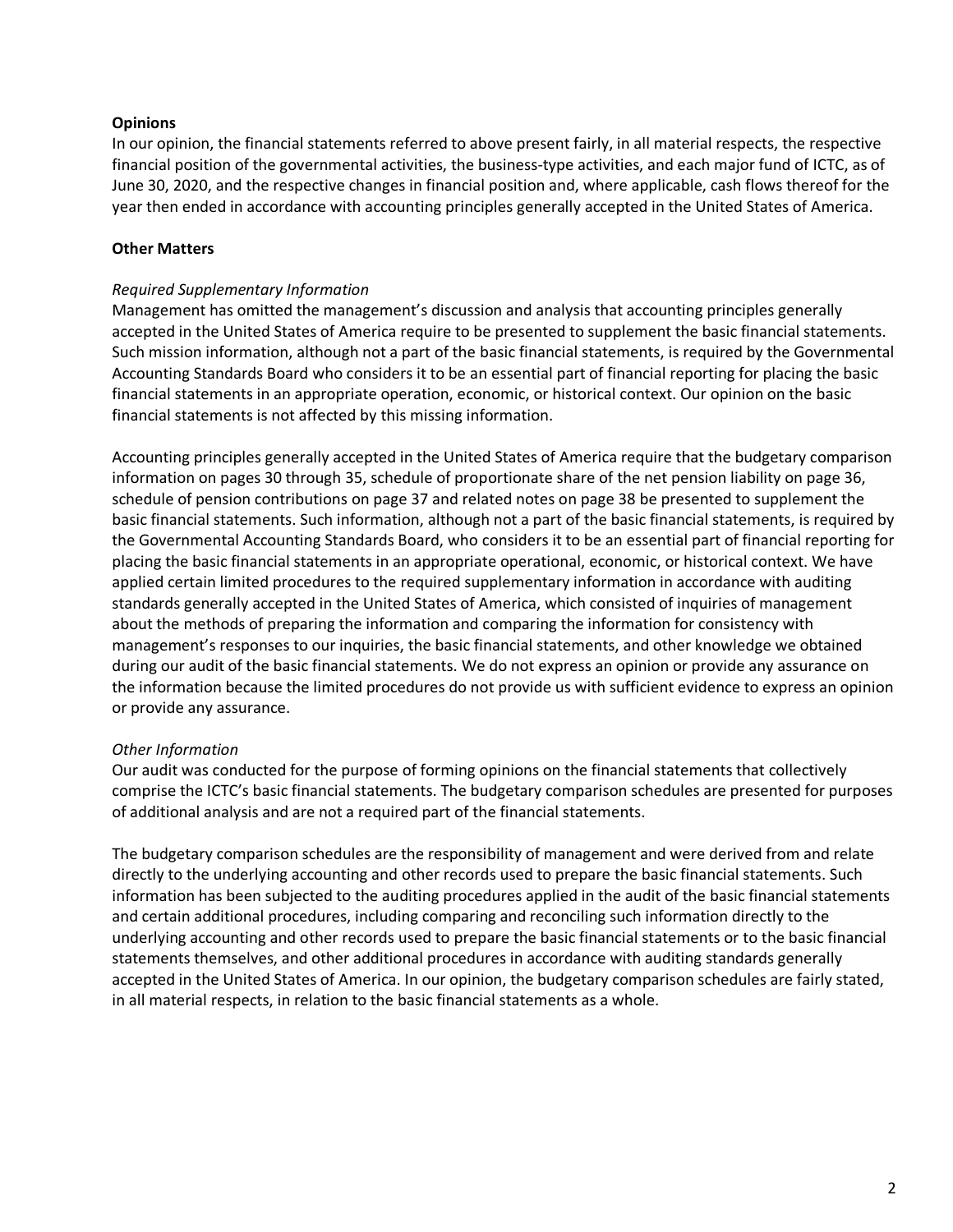**Opinions**

In our opinion, the financial statements referred to above present fairly, in all material respects, the respective financial position of the governmental activities, the business-type activities, and each major fund of ICTC, as of June 30, 2020, and the respective changes in financial position and, where applicable, cash flows thereof for the year then ended in accordance with accounting principles generally accepted in the United States of America.

**Other Matters**

*Required Supplementary Information*

Management has omitted the management's discussion and analysis that accounting principles generally accepted in the United States of America require to be presented to supplement the basic financial statements. Such mission information, although not a part of the basic financial statements, is required by the Governmental Accounting Standards Board who considers it to be an essential part of financial reporting for placing the basic financial statements in an appropriate operation, economic, or historical context. Our opinion on the basic financial statements is not affected by this missing information.

Accounting principles generally accepted in the United States of America require that the budgetary comparison information on pages 30 through 35, schedule of proportionate share of the net pension liability on page 36, schedule of pension contributions on page 37 and related notes on page 38 be presented to supplement the basic financial statements. Such information, although not a part of the basic financial statements, is required by the Governmental Accounting Standards Board, who considers it to be an essential part of financial reporting for placing the basic financial statements in an appropriate operational, economic, or historical context. We have applied certain limited procedures to the required supplementary information in accordance with auditing standards generally accepted in the United States of America, which consisted of inquiries of management about the methods of preparing the information and comparing the information for consistency with management's responses to our inquiries, the basic financial statements, and other knowledge we obtained during our audit of the basic financial statements. We do not express an opinion or provide any assurance on the information because the limited procedures do not provide us with sufficient evidence to express an opinion or provide any assurance.

*Other Information*

Our audit was conducted for the purpose of forming opinions on the financial statements that collectively comprise the ICTC's basic financial statements. The budgetary comparison schedules are presented for purposes of additional analysis and are not a required part of the financial statements.

The budgetary comparison schedules are the responsibility of management and were derived from and relate directly to the underlying accounting and other records used to prepare the basic financial statements. Such information has been subjected to the auditing procedures applied in the audit of the basic financial statements and certain additional procedures, including comparing and reconciling such information directly to the underlying accounting and other records used to prepare the basic financial statements or to the basic financial statements themselves, and other additional procedures in accordance with auditing standards generally accepted in the United States of America. In our opinion, the budgetary comparison schedules are fairly stated, in all material respects, in relation to the basic financial statements as a whole.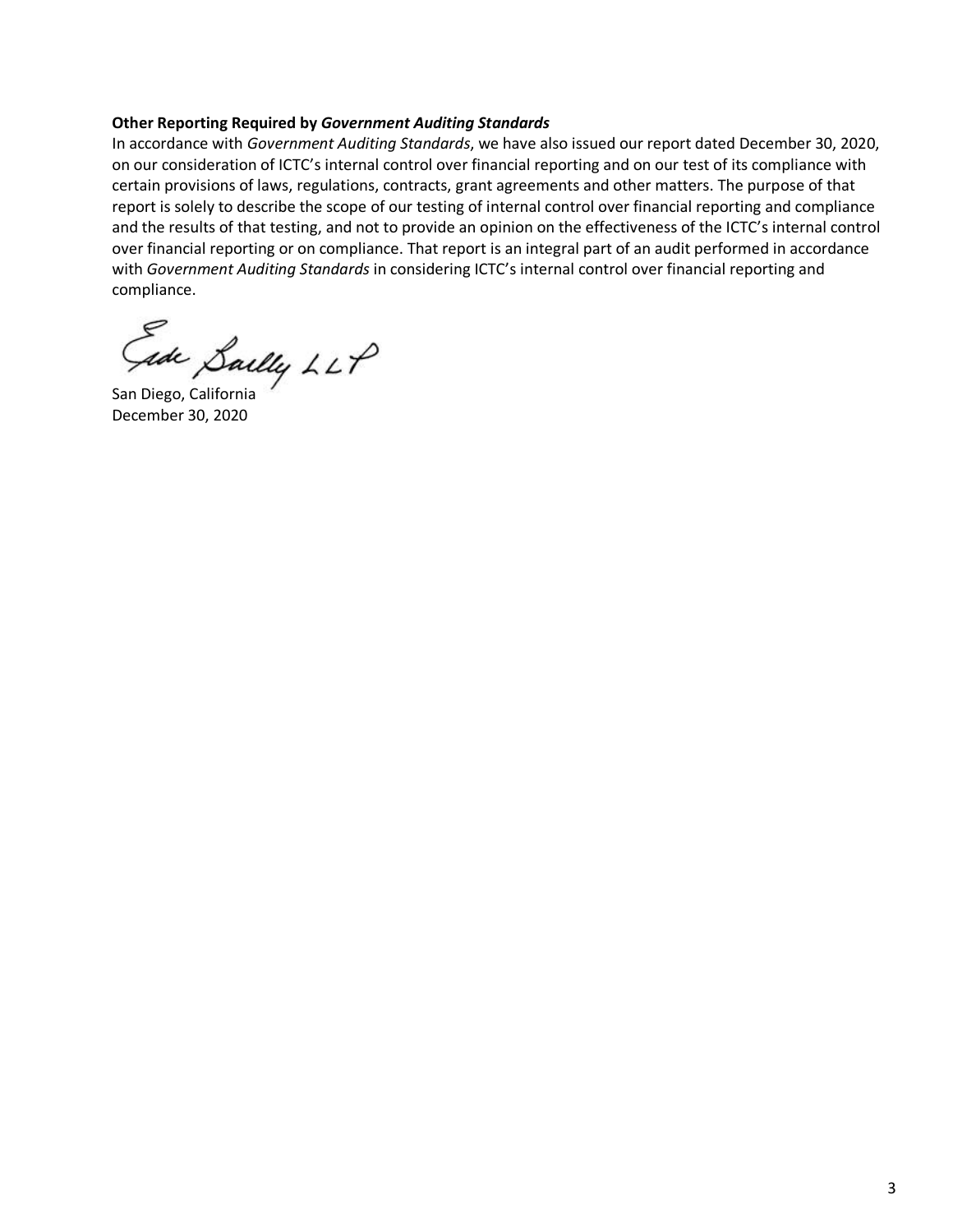**Other Reporting Required by *Government Auditing Standards***

In accordance with *Government Auditing Standards*, we have also issued our report dated December 30, 2020, on our consideration of ICTC's internal control over financial reporting and on our test of its compliance with certain provisions of laws, regulations, contracts, grant agreements and other matters. The purpose of that report is solely to describe the scope of our testing of internal control over financial reporting and compliance and the results of that testing, and not to provide an opinion on the effectiveness of the ICTC's internal control over financial reporting or on compliance. That report is an integral part of an audit performed in accordance with *Government Auditing Standards* in considering ICTC's internal control over financial reporting and compliance.

Eide Bailly LLP

San Diego, California
December 30, 2020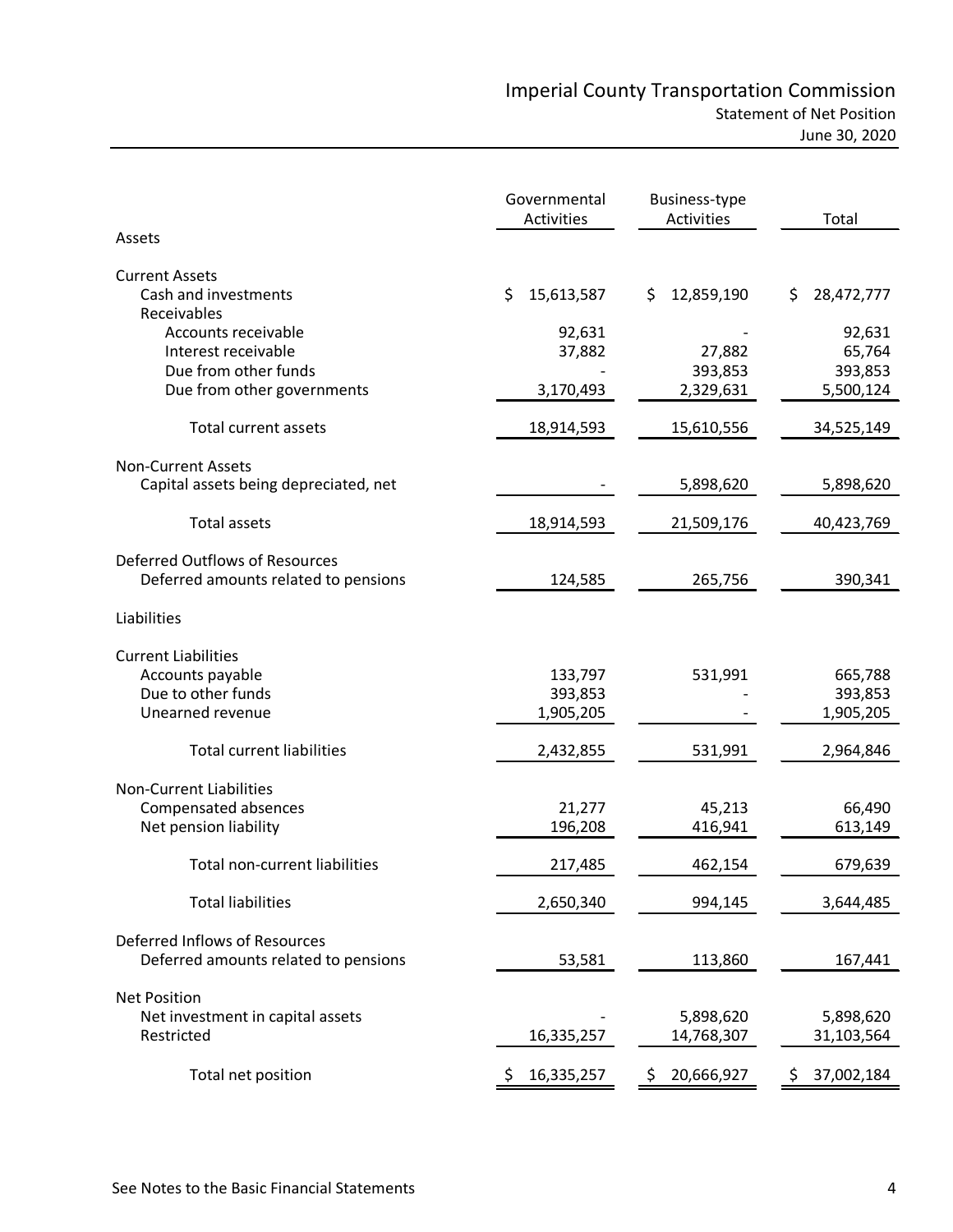# Imperial County Transportation Commission

## Statement of Net Position

June 30, 2020

| | Governmental Activities | Business-type Activities | Total |
|---|---|---|---|
| **Assets** | | | |
| **Current Assets** | | | |
| Cash and investments | $ 15,613,587 | $ 12,859,190 | $ 28,472,777 |
| Receivables | | | |
| Accounts receivable | 92,631 | - | 92,631 |
| Interest receivable | 37,882 | 27,882 | 65,764 |
| Due from other funds | - | 393,853 | 393,853 |
| Due from other governments | 3,170,493 | 2,329,631 | 5,500,124 |
| Total current assets | 18,914,593 | 15,610,556 | 34,525,149 |
| **Non-Current Assets** | | | |
| Capital assets being depreciated, net | - | 5,898,620 | 5,898,620 |
| Total assets | 18,914,593 | 21,509,176 | 40,423,769 |
| **Deferred Outflows of Resources** | | | |
| Deferred amounts related to pensions | 124,585 | 265,756 | 390,341 |
| **Liabilities** | | | |
| **Current Liabilities** | | | |
| Accounts payable | 133,797 | 531,991 | 665,788 |
| Due to other funds | 393,853 | - | 393,853 |
| Unearned revenue | 1,905,205 | - | 1,905,205 |
| Total current liabilities | 2,432,855 | 531,991 | 2,964,846 |
| **Non-Current Liabilities** | | | |
| Compensated absences | 21,277 | 45,213 | 66,490 |
| Net pension liability | 196,208 | 416,941 | 613,149 |
| Total non-current liabilities | 217,485 | 462,154 | 679,639 |
| Total liabilities | 2,650,340 | 994,145 | 3,644,485 |
| **Deferred Inflows of Resources** | | | |
| Deferred amounts related to pensions | 53,581 | 113,860 | 167,441 |
| **Net Position** | | | |
| Net investment in capital assets | - | 5,898,620 | 5,898,620 |
| Restricted | 16,335,257 | 14,768,307 | 31,103,564 |
| Total net position | $ 16,335,257 | $ 20,666,927 | $ 37,002,184 |

See Notes to the Basic Financial Statements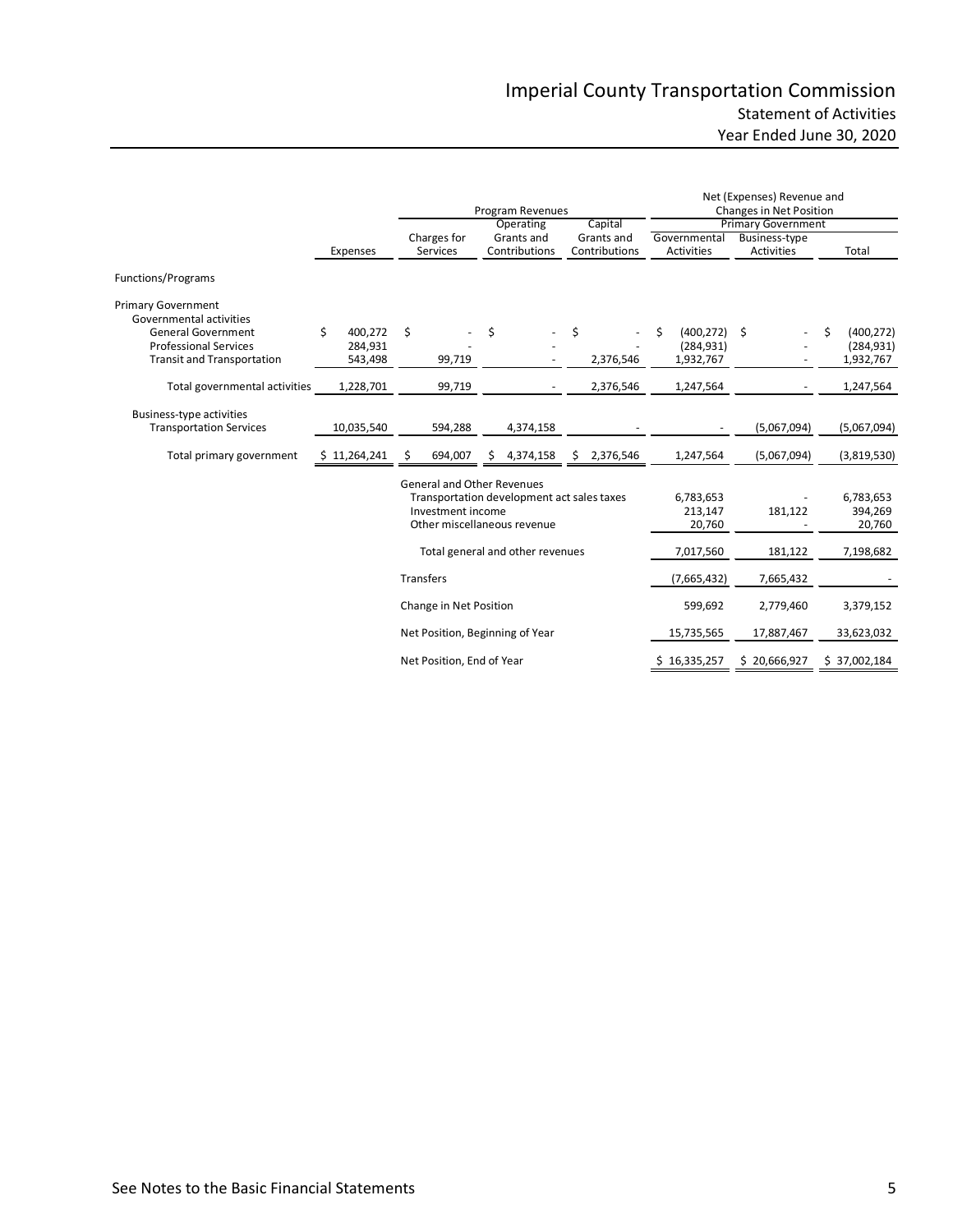# Imperial County Transportation Commission

## Statement of Activities

## Year Ended June 30, 2020

| | | Program Revenues | | | Net (Expenses) Revenue and Changes in Net Position | | |
|---|---|---|---|---|---|---|---|
| | | | Operating | Capital | Primary Government | | |
| | Expenses | Charges for Services | Grants and Contributions | Grants and Contributions | Governmental Activities | Business-type Activities | Total |
| **Functions/Programs** | | | | | | | |
| **Primary Government** | | | | | | | |
| Governmental activities | | | | | | | |
| General Government | $ 400,272 | $ - | $ - | $ - | $ (400,272) | $ - | $ (400,272) |
| Professional Services | 284,931 | - | - | - | (284,931) | - | (284,931) |
| Transit and Transportation | 543,498 | 99,719 | - | 2,376,546 | 1,932,767 | - | 1,932,767 |
| Total governmental activities | 1,228,701 | 99,719 | - | 2,376,546 | 1,247,564 | - | 1,247,564 |
| Business-type activities | | | | | | | |
| Transportation Services | 10,035,540 | 594,288 | 4,374,158 | - | - | (5,067,094) | (5,067,094) |
| Total primary government | $ 11,264,241 | $ 694,007 | $ 4,374,158 | $ 2,376,546 | 1,247,564 | (5,067,094) | (3,819,530) |
| | | General and Other Revenues | | | | | |
| | | Transportation development act sales taxes | | | 6,783,653 | - | 6,783,653 |
| | | Investment income | | | 213,147 | 181,122 | 394,269 |
| | | Other miscellaneous revenue | | | 20,760 | - | 20,760 |
| | | Total general and other revenues | | | 7,017,560 | 181,122 | 7,198,682 |
| | | Transfers | | | (7,665,432) | 7,665,432 | - |
| | | Change in Net Position | | | 599,692 | 2,779,460 | 3,379,152 |
| | | Net Position, Beginning of Year | | | 15,735,565 | 17,887,467 | 33,623,032 |
| | | Net Position, End of Year | | | $ 16,335,257 | $ 20,666,927 | $ 37,002,184 |

See Notes to the Basic Financial Statements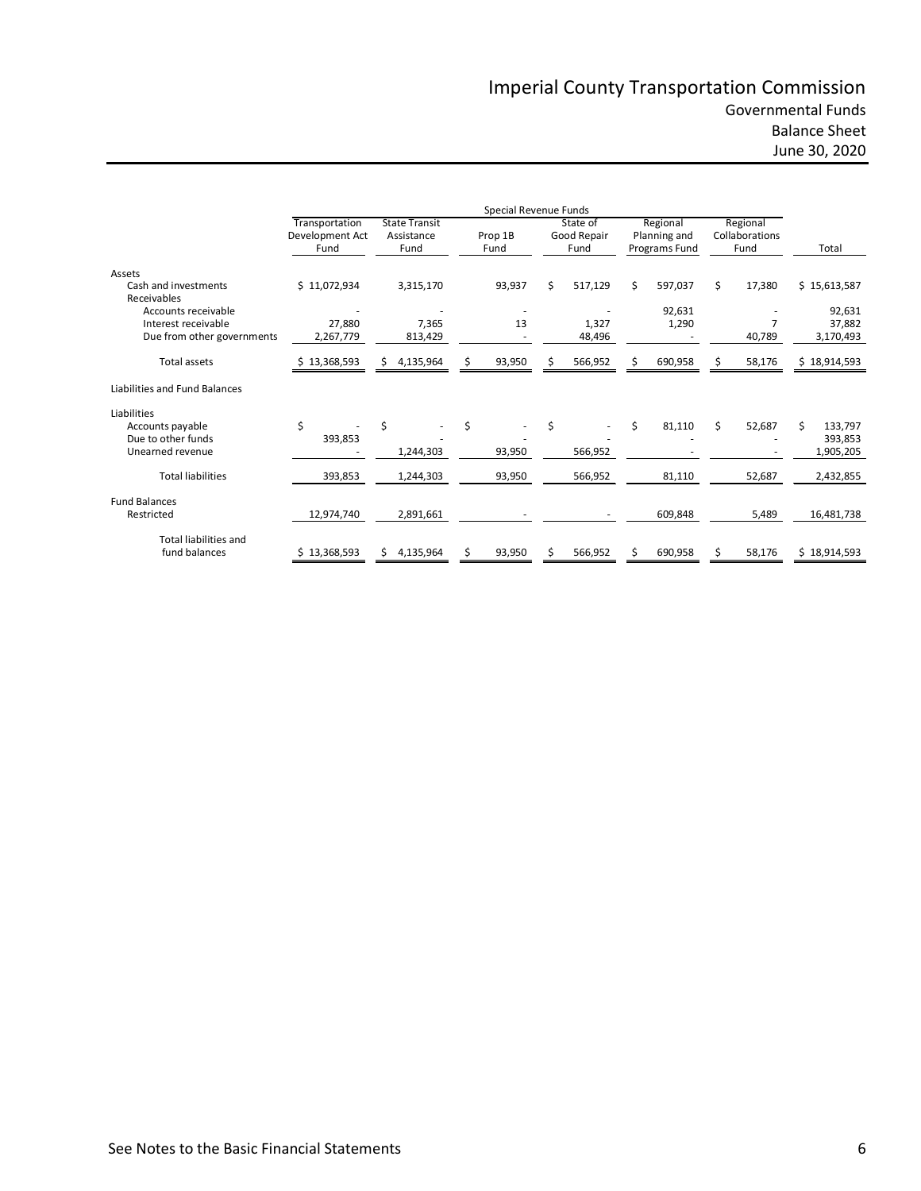# Imperial County Transportation Commission

## Governmental Funds

## Balance Sheet

## June 30, 2020

| | Special Revenue Funds | | | | | | |
|---|---|---|---|---|---|---|---|
| | Transportation Development Act Fund | State Transit Assistance Fund | Prop 1B Fund | State of Good Repair Fund | Regional Planning and Programs Fund | Regional Collaborations Fund | Total |
| **Assets** | | | | | | | |
| Cash and investments | $ 11,072,934 | 3,315,170 | 93,937 | $ 517,129 | $ 597,037 | $ 17,380 | $ 15,613,587 |
| Receivables | | | | | | | |
| Accounts receivable | - | - | - | - | 92,631 | - | 92,631 |
| Interest receivable | 27,880 | 7,365 | 13 | 1,327 | 1,290 | 7 | 37,882 |
| Due from other governments | 2,267,779 | 813,429 | - | 48,496 | - | 40,789 | 3,170,493 |
| Total assets | $ 13,368,593 | $ 4,135,964 | $ 93,950 | $ 566,952 | $ 690,958 | $ 58,176 | $ 18,914,593 |
| **Liabilities and Fund Balances** | | | | | | | |
| Liabilities | | | | | | | |
| Accounts payable | $ - | $ - | $ - | $ - | $ 81,110 | $ 52,687 | $ 133,797 |
| Due to other funds | 393,853 | - | - | - | - | - | 393,853 |
| Unearned revenue | - | 1,244,303 | 93,950 | 566,952 | - | - | 1,905,205 |
| Total liabilities | 393,853 | 1,244,303 | 93,950 | 566,952 | 81,110 | 52,687 | 2,432,855 |
| Fund Balances | | | | | | | |
| Restricted | 12,974,740 | 2,891,661 | - | - | 609,848 | 5,489 | 16,481,738 |
| Total liabilities and fund balances | $ 13,368,593 | $ 4,135,964 | $ 93,950 | $ 566,952 | $ 690,958 | $ 58,176 | $ 18,914,593 |

See Notes to the Basic Financial Statements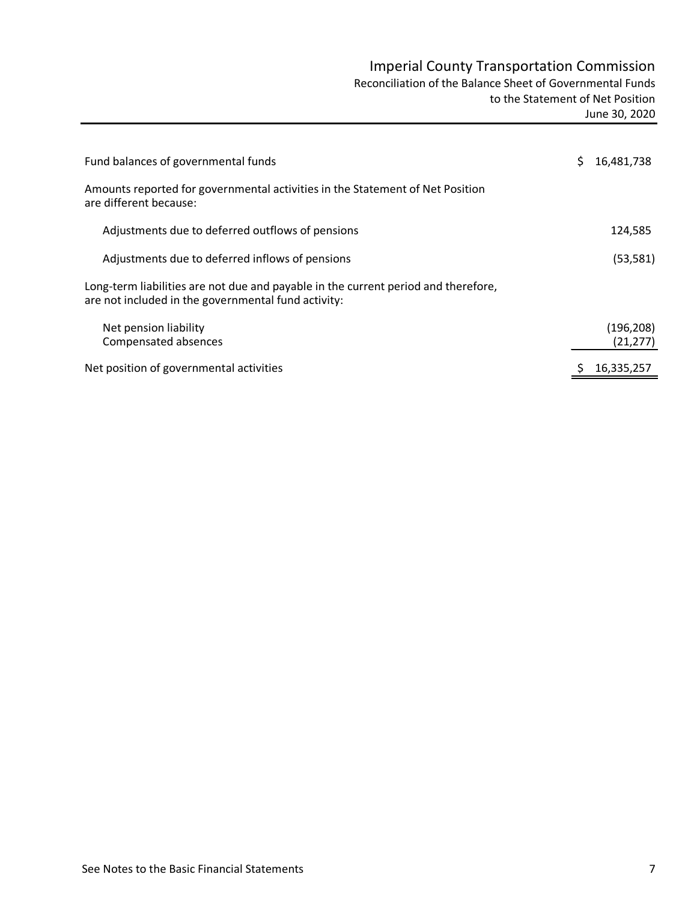# Imperial County Transportation Commission

## Reconciliation of the Balance Sheet of Governmental Funds to the Statement of Net Position

June 30, 2020

| | |
|---|---|
| Fund balances of governmental funds | $ 16,481,738 |
| Amounts reported for governmental activities in the Statement of Net Position are different because: | |
| Adjustments due to deferred outflows of pensions | 124,585 |
| Adjustments due to deferred inflows of pensions | (53,581) |
| Long-term liabilities are not due and payable in the current period and therefore, are not included in the governmental fund activity: | |
| Net pension liability | (196,208) |
| Compensated absences | (21,277) |
| Net position of governmental activities | $ 16,335,257 |

See Notes to the Basic Financial Statements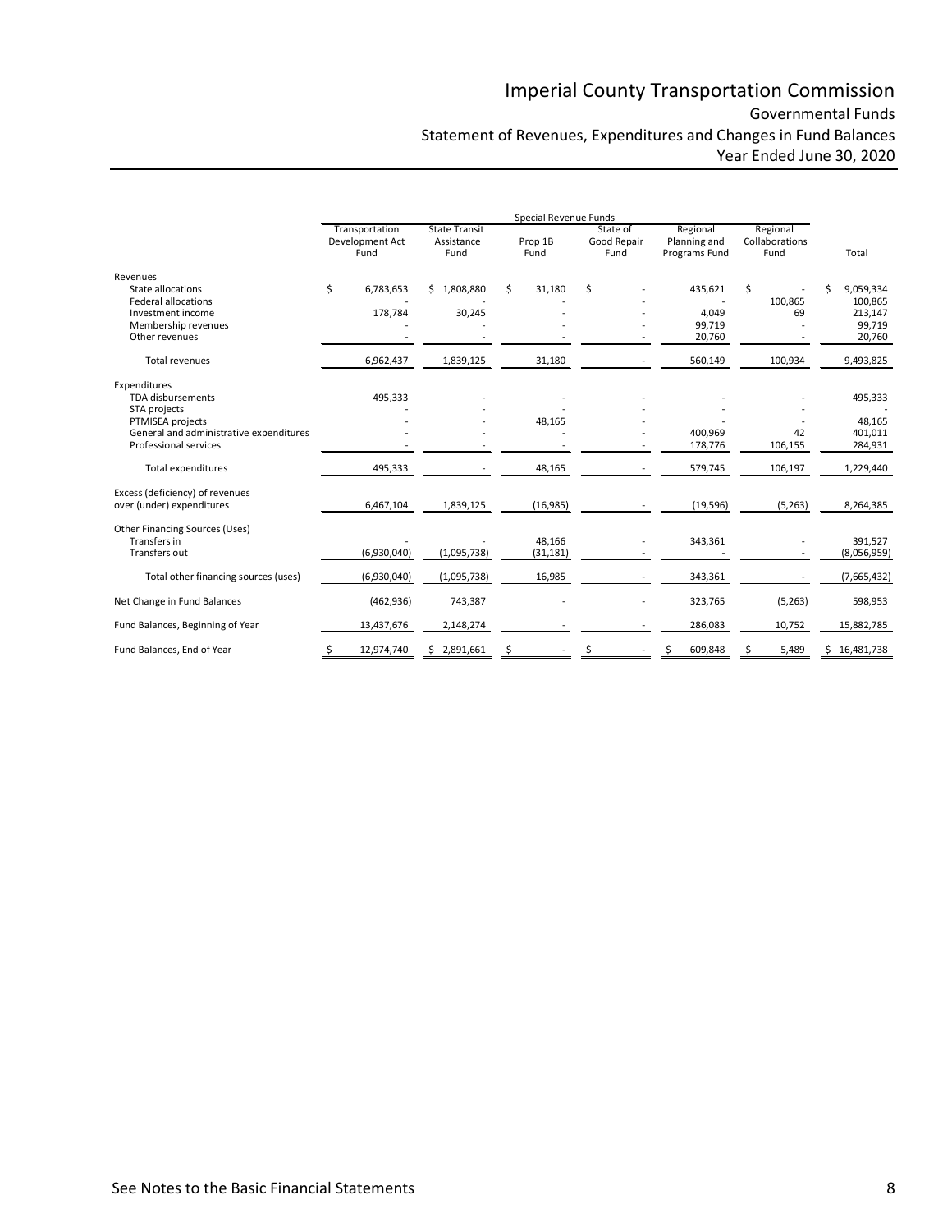# Imperial County Transportation Commission

## Governmental Funds

## Statement of Revenues, Expenditures and Changes in Fund Balances

## Year Ended June 30, 2020

| | Special Revenue Funds | | | | | | |
|---|---|---|---|---|---|---|---|
| | Transportation Development Act Fund | State Transit Assistance Fund | Prop 1B Fund | State of Good Repair Fund | Regional Planning and Programs Fund | Regional Collaborations Fund | Total |
| **Revenues** | | | | | | | |
| State allocations | $ 6,783,653 | $ 1,808,880 | $ 31,180 | $ - | 435,621 | $ - | $ 9,059,334 |
| Federal allocations | - | - | - | - | - | 100,865 | 100,865 |
| Investment income | 178,784 | 30,245 | - | - | 4,049 | 69 | 213,147 |
| Membership revenues | - | - | - | - | 99,719 | - | 99,719 |
| Other revenues | - | - | - | - | 20,760 | - | 20,760 |
| Total revenues | 6,962,437 | 1,839,125 | 31,180 | - | 560,149 | 100,934 | 9,493,825 |
| **Expenditures** | | | | | | | |
| TDA disbursements | 495,333 | - | - | - | - | - | 495,333 |
| STA projects | - | - | - | - | - | - | - |
| PTMISEA projects | - | - | 48,165 | - | - | - | 48,165 |
| General and administrative expenditures | - | - | - | - | 400,969 | 42 | 401,011 |
| Professional services | - | - | - | - | 178,776 | 106,155 | 284,931 |
| Total expenditures | 495,333 | - | 48,165 | - | 579,745 | 106,197 | 1,229,440 |
| Excess (deficiency) of revenues over (under) expenditures | 6,467,104 | 1,839,125 | (16,985) | - | (19,596) | (5,263) | 8,264,385 |
| **Other Financing Sources (Uses)** | | | | | | | |
| Transfers in | - | - | 48,166 | - | 343,361 | - | 391,527 |
| Transfers out | (6,930,040) | (1,095,738) | (31,181) | - | - | - | (8,056,959) |
| Total other financing sources (uses) | (6,930,040) | (1,095,738) | 16,985 | - | 343,361 | - | (7,665,432) |
| Net Change in Fund Balances | (462,936) | 743,387 | - | - | 323,765 | (5,263) | 598,953 |
| Fund Balances, Beginning of Year | 13,437,676 | 2,148,274 | - | - | 286,083 | 10,752 | 15,882,785 |
| Fund Balances, End of Year | $ 12,974,740 | $ 2,891,661 | $ - | $ - | $ 609,848 | $ 5,489 | $ 16,481,738 |

See Notes to the Basic Financial Statements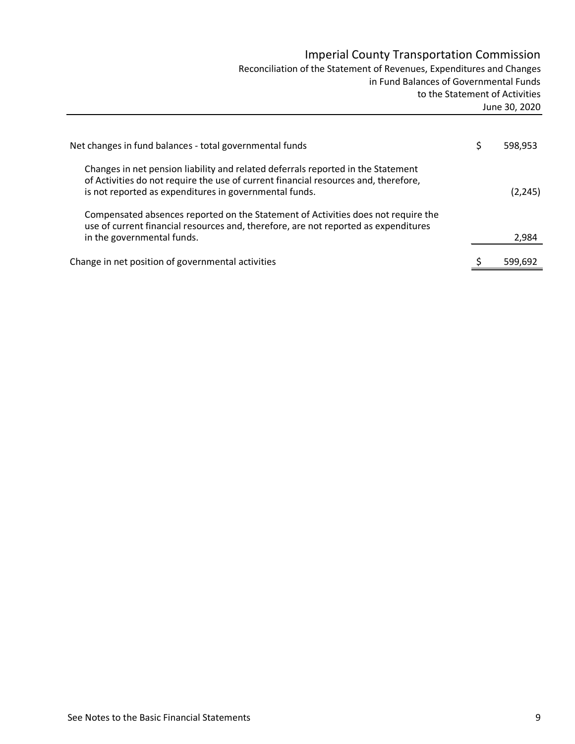# Imperial County Transportation Commission

## Reconciliation of the Statement of Revenues, Expenditures and Changes in Fund Balances of Governmental Funds to the Statement of Activities

June 30, 2020

| | |
|---|---|
| Net changes in fund balances - total governmental funds | $ 598,953 |
| Changes in net pension liability and related deferrals reported in the Statement of Activities do not require the use of current financial resources and, therefore, is not reported as expenditures in governmental funds. | (2,245) |
| Compensated absences reported on the Statement of Activities does not require the use of current financial resources and, therefore, are not reported as expenditures in the governmental funds. | 2,984 |
| Change in net position of governmental activities | $ 599,692 |

See Notes to the Basic Financial Statements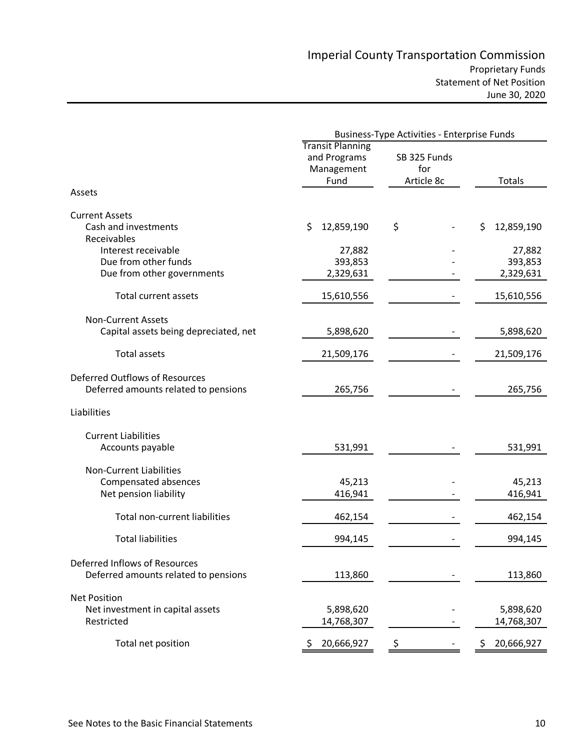# Imperial County Transportation Commission

## Proprietary Funds
## Statement of Net Position
## June 30, 2020

| | Business-Type Activities - Enterprise Funds | | |
|---|---|---|---|
| | Transit Planning and Programs Management Fund | SB 325 Funds for Article 8c | Totals |
| **Assets** | | | |
| Current Assets | | | |
| Cash and investments | $ 12,859,190 | $ - | $ 12,859,190 |
| Receivables | | | |
| Interest receivable | 27,882 | - | 27,882 |
| Due from other funds | 393,853 | - | 393,853 |
| Due from other governments | 2,329,631 | - | 2,329,631 |
| Total current assets | 15,610,556 | - | 15,610,556 |
| Non-Current Assets | | | |
| Capital assets being depreciated, net | 5,898,620 | - | 5,898,620 |
| Total assets | 21,509,176 | - | 21,509,176 |
| **Deferred Outflows of Resources** | | | |
| Deferred amounts related to pensions | 265,756 | - | 265,756 |
| **Liabilities** | | | |
| Current Liabilities | | | |
| Accounts payable | 531,991 | - | 531,991 |
| Non-Current Liabilities | | | |
| Compensated absences | 45,213 | - | 45,213 |
| Net pension liability | 416,941 | - | 416,941 |
| Total non-current liabilities | 462,154 | - | 462,154 |
| Total liabilities | 994,145 | - | 994,145 |
| **Deferred Inflows of Resources** | | | |
| Deferred amounts related to pensions | 113,860 | - | 113,860 |
| **Net Position** | | | |
| Net investment in capital assets | 5,898,620 | - | 5,898,620 |
| Restricted | 14,768,307 | - | 14,768,307 |
| Total net position | $ 20,666,927 | $ - | $ 20,666,927 |

See Notes to the Basic Financial Statements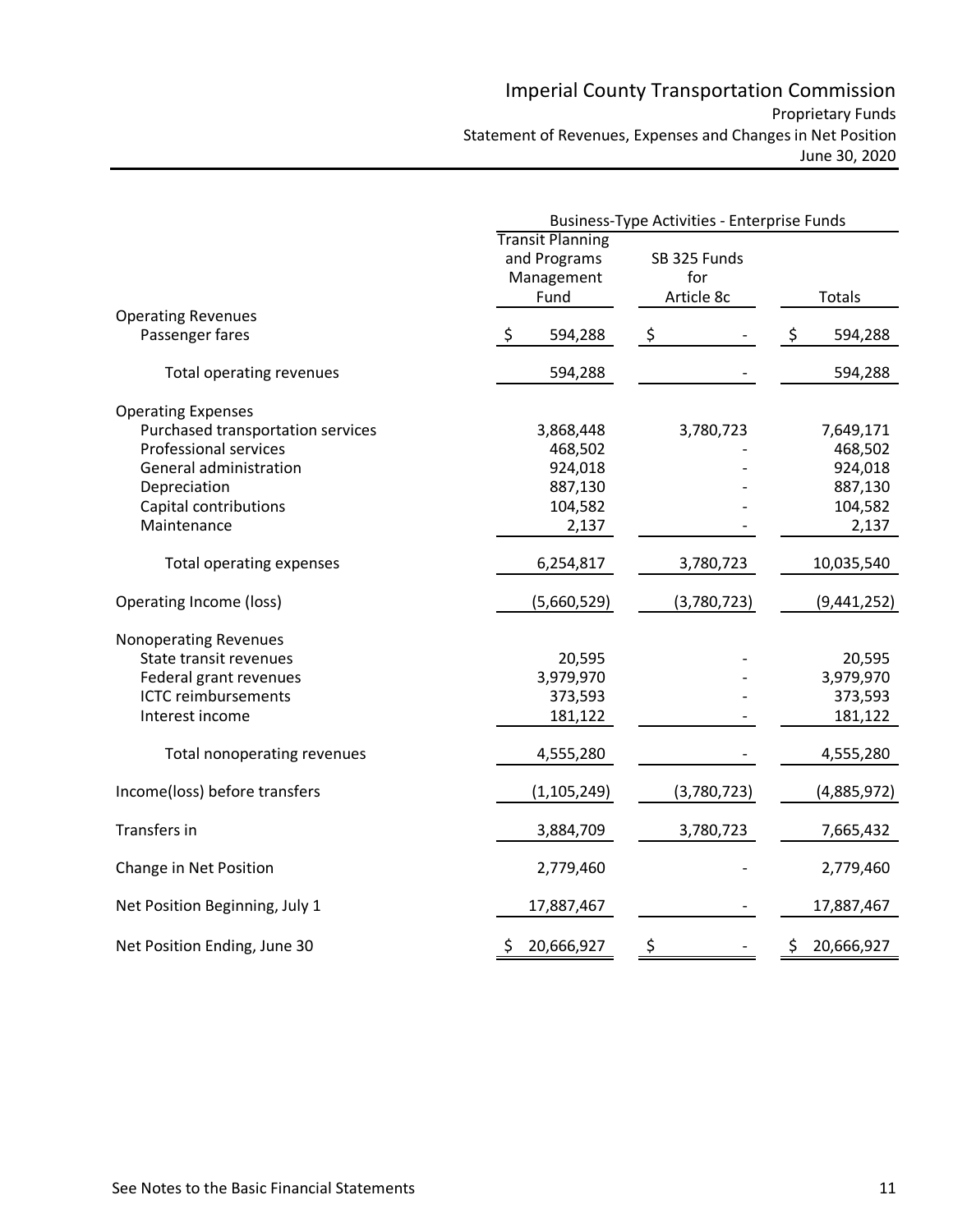# Imperial County Transportation Commission

Proprietary Funds
Statement of Revenues, Expenses and Changes in Net Position
June 30, 2020

| | Business-Type Activities - Enterprise Funds | | |
|---|---|---|---|
| | Transit Planning and Programs Management Fund | SB 325 Funds for Article 8c | Totals |
| **Operating Revenues** | | | |
| Passenger fares | $ 594,288 | $ - | $ 594,288 |
| Total operating revenues | 594,288 | - | 594,288 |
| **Operating Expenses** | | | |
| Purchased transportation services | 3,868,448 | 3,780,723 | 7,649,171 |
| Professional services | 468,502 | - | 468,502 |
| General administration | 924,018 | - | 924,018 |
| Depreciation | 887,130 | - | 887,130 |
| Capital contributions | 104,582 | - | 104,582 |
| Maintenance | 2,137 | - | 2,137 |
| Total operating expenses | 6,254,817 | 3,780,723 | 10,035,540 |
| Operating Income (loss) | (5,660,529) | (3,780,723) | (9,441,252) |
| **Nonoperating Revenues** | | | |
| State transit revenues | 20,595 | - | 20,595 |
| Federal grant revenues | 3,979,970 | - | 3,979,970 |
| ICTC reimbursements | 373,593 | - | 373,593 |
| Interest income | 181,122 | - | 181,122 |
| Total nonoperating revenues | 4,555,280 | - | 4,555,280 |
| Income(loss) before transfers | (1,105,249) | (3,780,723) | (4,885,972) |
| Transfers in | 3,884,709 | 3,780,723 | 7,665,432 |
| Change in Net Position | 2,779,460 | - | 2,779,460 |
| Net Position Beginning, July 1 | 17,887,467 | - | 17,887,467 |
| Net Position Ending, June 30 | $ 20,666,927 | $ - | $ 20,666,927 |

See Notes to the Basic Financial Statements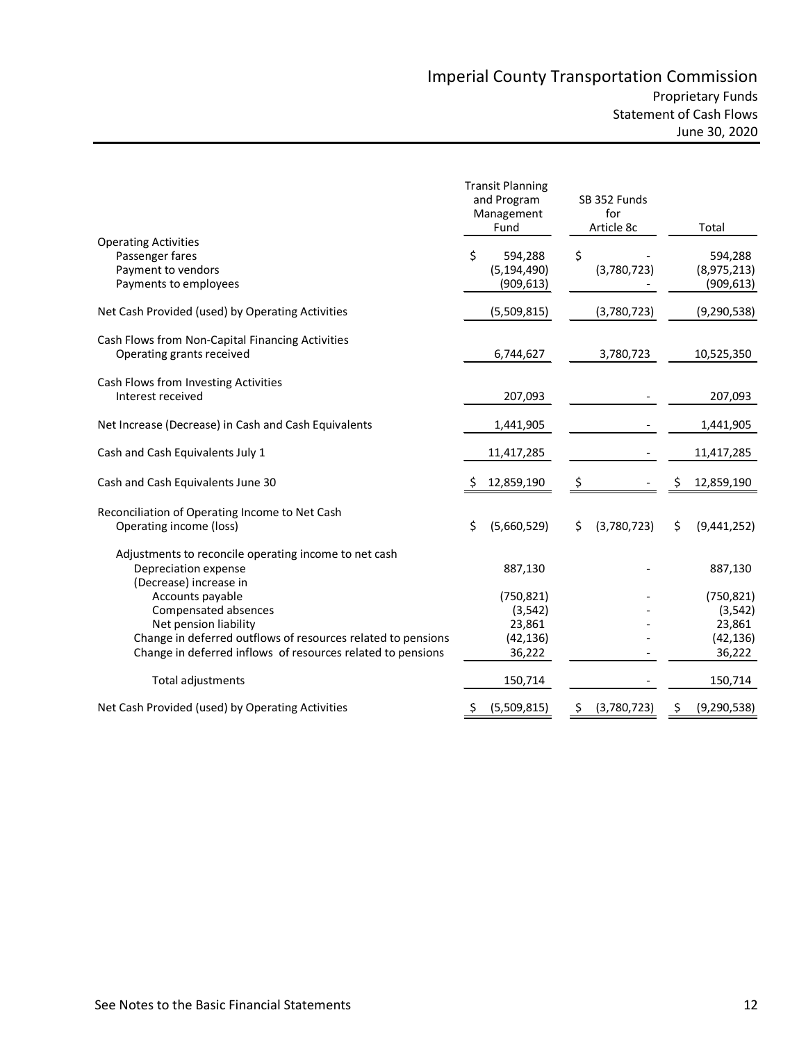# Imperial County Transportation Commission

## Proprietary Funds

## Statement of Cash Flows

## June 30, 2020

| | Transit Planning and Program Management Fund | SB 352 Funds for Article 8c | Total |
|---|---|---|---|
| **Operating Activities** | | | |
| Passenger fares | $ 594,288 | $ - | 594,288 |
| Payment to vendors | (5,194,490) | (3,780,723) | (8,975,213) |
| Payments to employees | (909,613) | - | (909,613) |
| Net Cash Provided (used) by Operating Activities | (5,509,815) | (3,780,723) | (9,290,538) |
| **Cash Flows from Non-Capital Financing Activities** | | | |
| Operating grants received | 6,744,627 | 3,780,723 | 10,525,350 |
| **Cash Flows from Investing Activities** | | | |
| Interest received | 207,093 | - | 207,093 |
| Net Increase (Decrease) in Cash and Cash Equivalents | 1,441,905 | - | 1,441,905 |
| Cash and Cash Equivalents July 1 | 11,417,285 | - | 11,417,285 |
| Cash and Cash Equivalents June 30 | $ 12,859,190 | $ - | $ 12,859,190 |
| **Reconciliation of Operating Income to Net Cash** | | | |
| Operating income (loss) | $ (5,660,529) | $ (3,780,723) | $ (9,441,252) |
| Adjustments to reconcile operating income to net cash | | | |
| Depreciation expense | 887,130 | - | 887,130 |
| (Decrease) increase in | | | |
| Accounts payable | (750,821) | - | (750,821) |
| Compensated absences | (3,542) | - | (3,542) |
| Net pension liability | 23,861 | - | 23,861 |
| Change in deferred outflows of resources related to pensions | (42,136) | - | (42,136) |
| Change in deferred inflows of resources related to pensions | 36,222 | - | 36,222 |
| Total adjustments | 150,714 | - | 150,714 |
| Net Cash Provided (used) by Operating Activities | $ (5,509,815) | $ (3,780,723) | $ (9,290,538) |

See Notes to the Basic Financial Statements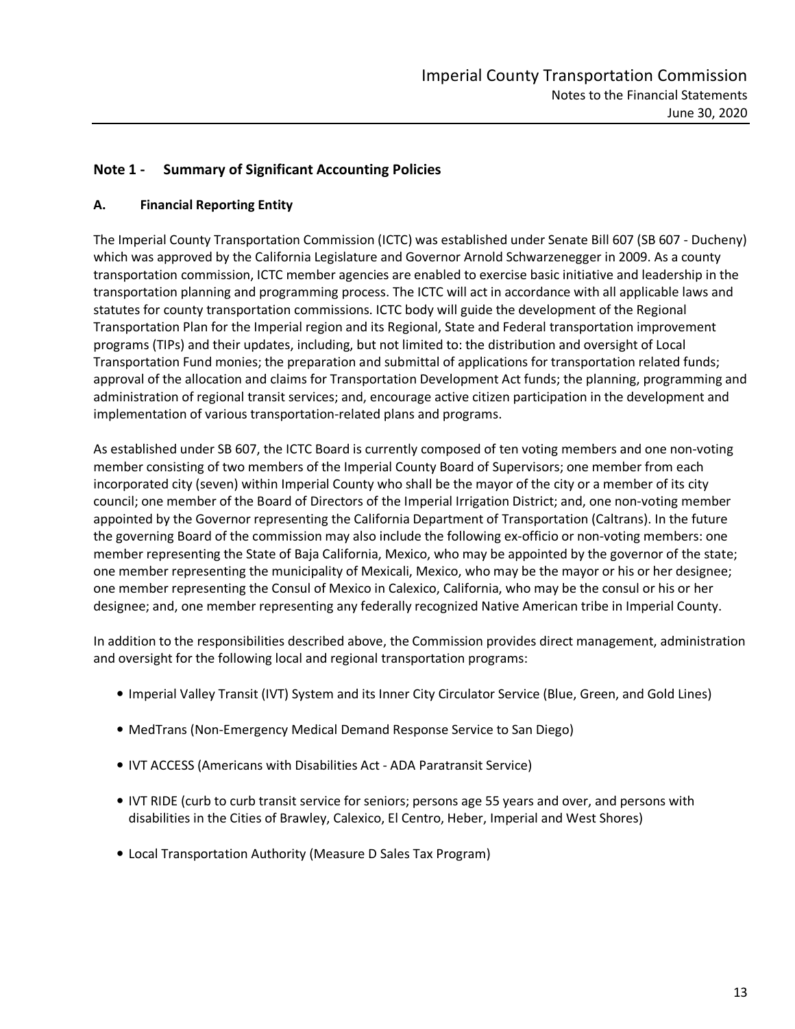## Note 1 - Summary of Significant Accounting Policies

### A. Financial Reporting Entity

The Imperial County Transportation Commission (ICTC) was established under Senate Bill 607 (SB 607 - Ducheny) which was approved by the California Legislature and Governor Arnold Schwarzenegger in 2009. As a county transportation commission, ICTC member agencies are enabled to exercise basic initiative and leadership in the transportation planning and programming process. The ICTC will act in accordance with all applicable laws and statutes for county transportation commissions. ICTC body will guide the development of the Regional Transportation Plan for the Imperial region and its Regional, State and Federal transportation improvement programs (TIPs) and their updates, including, but not limited to: the distribution and oversight of Local Transportation Fund monies; the preparation and submittal of applications for transportation related funds; approval of the allocation and claims for Transportation Development Act funds; the planning, programming and administration of regional transit services; and, encourage active citizen participation in the development and implementation of various transportation-related plans and programs.

As established under SB 607, the ICTC Board is currently composed of ten voting members and one non-voting member consisting of two members of the Imperial County Board of Supervisors; one member from each incorporated city (seven) within Imperial County who shall be the mayor of the city or a member of its city council; one member of the Board of Directors of the Imperial Irrigation District; and, one non-voting member appointed by the Governor representing the California Department of Transportation (Caltrans). In the future the governing Board of the commission may also include the following ex-officio or non-voting members: one member representing the State of Baja California, Mexico, who may be appointed by the governor of the state; one member representing the municipality of Mexicali, Mexico, who may be the mayor or his or her designee; one member representing the Consul of Mexico in Calexico, California, who may be the consul or his or her designee; and, one member representing any federally recognized Native American tribe in Imperial County.

In addition to the responsibilities described above, the Commission provides direct management, administration and oversight for the following local and regional transportation programs:

- Imperial Valley Transit (IVT) System and its Inner City Circulator Service (Blue, Green, and Gold Lines)
- MedTrans (Non-Emergency Medical Demand Response Service to San Diego)
- IVT ACCESS (Americans with Disabilities Act - ADA Paratransit Service)
- IVT RIDE (curb to curb transit service for seniors; persons age 55 years and over, and persons with disabilities in the Cities of Brawley, Calexico, El Centro, Heber, Imperial and West Shores)
- Local Transportation Authority (Measure D Sales Tax Program)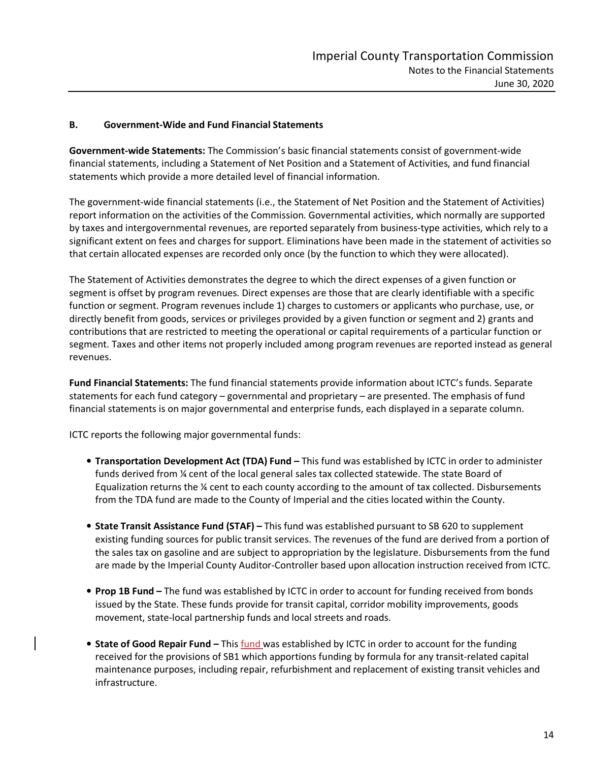### B. Government-Wide and Fund Financial Statements

**Government-wide Statements:** The Commission's basic financial statements consist of government-wide financial statements, including a Statement of Net Position and a Statement of Activities, and fund financial statements which provide a more detailed level of financial information.

The government-wide financial statements (i.e., the Statement of Net Position and the Statement of Activities) report information on the activities of the Commission. Governmental activities, which normally are supported by taxes and intergovernmental revenues, are reported separately from business-type activities, which rely to a significant extent on fees and charges for support. Eliminations have been made in the statement of activities so that certain allocated expenses are recorded only once (by the function to which they were allocated).

The Statement of Activities demonstrates the degree to which the direct expenses of a given function or segment is offset by program revenues. Direct expenses are those that are clearly identifiable with a specific function or segment. Program revenues include 1) charges to customers or applicants who purchase, use, or directly benefit from goods, services or privileges provided by a given function or segment and 2) grants and contributions that are restricted to meeting the operational or capital requirements of a particular function or segment. Taxes and other items not properly included among program revenues are reported instead as general revenues.

**Fund Financial Statements:** The fund financial statements provide information about ICTC's funds. Separate statements for each fund category – governmental and proprietary – are presented. The emphasis of fund financial statements is on major governmental and enterprise funds, each displayed in a separate column.

ICTC reports the following major governmental funds:

- **Transportation Development Act (TDA) Fund –** This fund was established by ICTC in order to administer funds derived from ¼ cent of the local general sales tax collected statewide. The state Board of Equalization returns the ¼ cent to each county according to the amount of tax collected. Disbursements from the TDA fund are made to the County of Imperial and the cities located within the County.

- **State Transit Assistance Fund (STAF) –** This fund was established pursuant to SB 620 to supplement existing funding sources for public transit services. The revenues of the fund are derived from a portion of the sales tax on gasoline and are subject to appropriation by the legislature. Disbursements from the fund are made by the Imperial County Auditor-Controller based upon allocation instruction received from ICTC.

- **Prop 1B Fund –** The fund was established by ICTC in order to account for funding received from bonds issued by the State. These funds provide for transit capital, corridor mobility improvements, goods movement, state-local partnership funds and local streets and roads.

- **State of Good Repair Fund –** This fund was established by ICTC in order to account for the funding received for the provisions of SB1 which apportions funding by formula for any transit-related capital maintenance purposes, including repair, refurbishment and replacement of existing transit vehicles and infrastructure.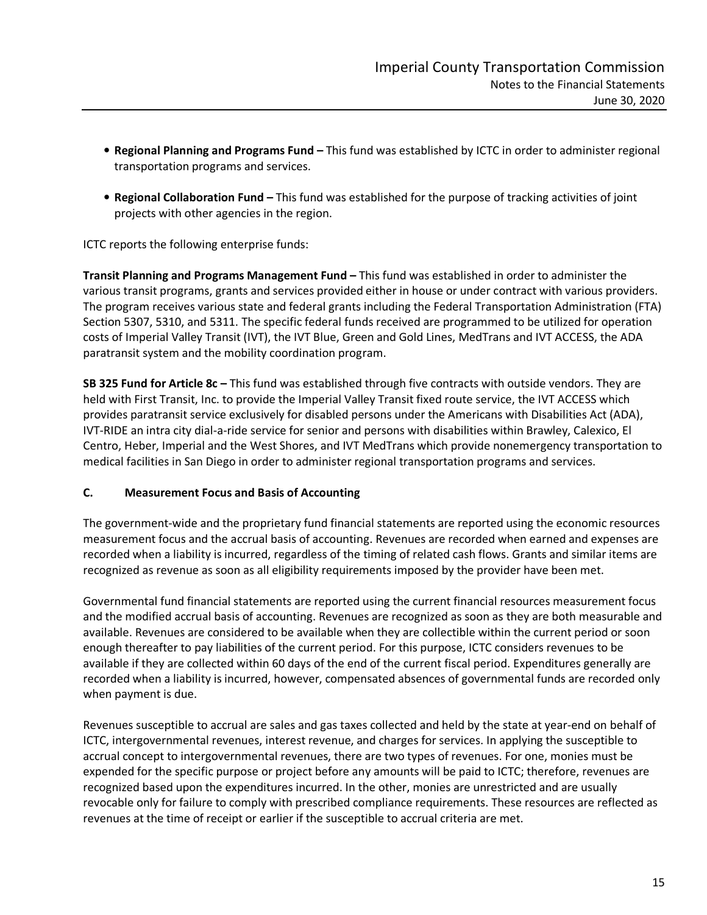- **Regional Planning and Programs Fund –** This fund was established by ICTC in order to administer regional transportation programs and services.

- **Regional Collaboration Fund –** This fund was established for the purpose of tracking activities of joint projects with other agencies in the region.

ICTC reports the following enterprise funds:

**Transit Planning and Programs Management Fund –** This fund was established in order to administer the various transit programs, grants and services provided either in house or under contract with various providers. The program receives various state and federal grants including the Federal Transportation Administration (FTA) Section 5307, 5310, and 5311. The specific federal funds received are programmed to be utilized for operation costs of Imperial Valley Transit (IVT), the IVT Blue, Green and Gold Lines, MedTrans and IVT ACCESS, the ADA paratransit system and the mobility coordination program.

**SB 325 Fund for Article 8c –** This fund was established through five contracts with outside vendors. They are held with First Transit, Inc. to provide the Imperial Valley Transit fixed route service, the IVT ACCESS which provides paratransit service exclusively for disabled persons under the Americans with Disabilities Act (ADA), IVT-RIDE an intra city dial-a-ride service for senior and persons with disabilities within Brawley, Calexico, El Centro, Heber, Imperial and the West Shores, and IVT MedTrans which provide nonemergency transportation to medical facilities in San Diego in order to administer regional transportation programs and services.

### C. Measurement Focus and Basis of Accounting

The government-wide and the proprietary fund financial statements are reported using the economic resources measurement focus and the accrual basis of accounting. Revenues are recorded when earned and expenses are recorded when a liability is incurred, regardless of the timing of related cash flows. Grants and similar items are recognized as revenue as soon as all eligibility requirements imposed by the provider have been met.

Governmental fund financial statements are reported using the current financial resources measurement focus and the modified accrual basis of accounting. Revenues are recognized as soon as they are both measurable and available. Revenues are considered to be available when they are collectible within the current period or soon enough thereafter to pay liabilities of the current period. For this purpose, ICTC considers revenues to be available if they are collected within 60 days of the end of the current fiscal period. Expenditures generally are recorded when a liability is incurred, however, compensated absences of governmental funds are recorded only when payment is due.

Revenues susceptible to accrual are sales and gas taxes collected and held by the state at year-end on behalf of ICTC, intergovernmental revenues, interest revenue, and charges for services. In applying the susceptible to accrual concept to intergovernmental revenues, there are two types of revenues. For one, monies must be expended for the specific purpose or project before any amounts will be paid to ICTC; therefore, revenues are recognized based upon the expenditures incurred. In the other, monies are unrestricted and are usually revocable only for failure to comply with prescribed compliance requirements. These resources are reflected as revenues at the time of receipt or earlier if the susceptible to accrual criteria are met.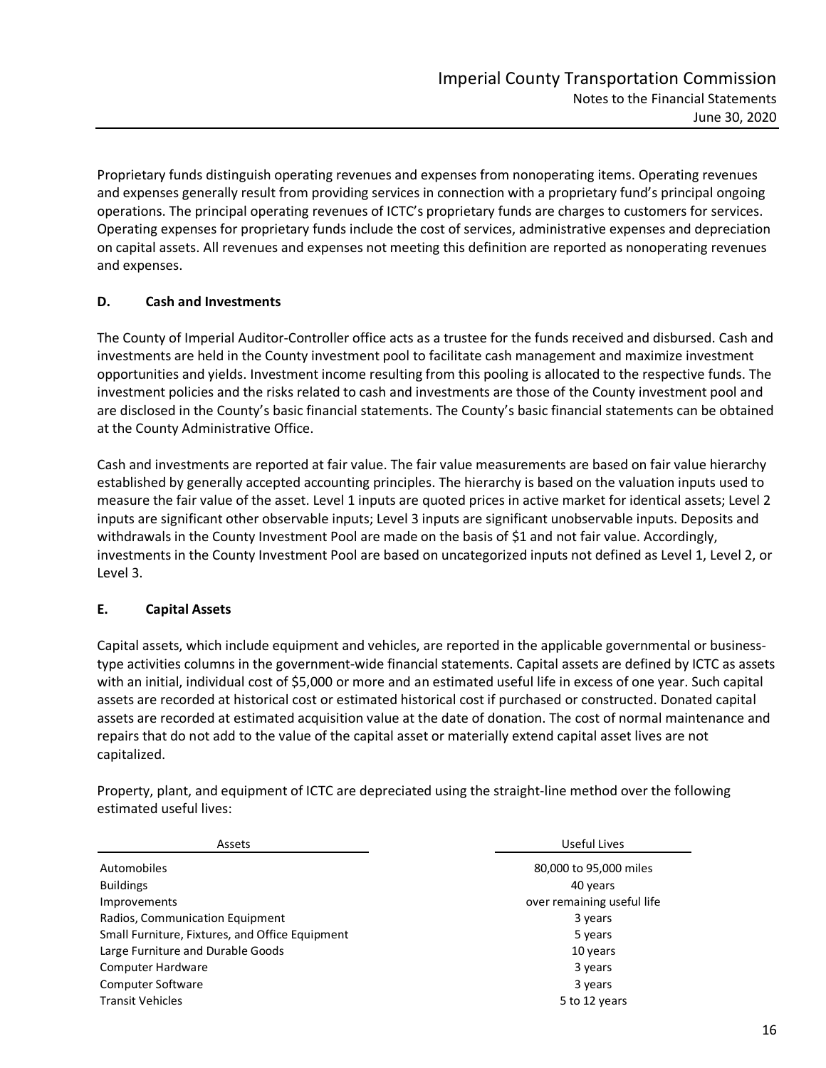Proprietary funds distinguish operating revenues and expenses from nonoperating items. Operating revenues and expenses generally result from providing services in connection with a proprietary fund's principal ongoing operations. The principal operating revenues of ICTC's proprietary funds are charges to customers for services. Operating expenses for proprietary funds include the cost of services, administrative expenses and depreciation on capital assets. All revenues and expenses not meeting this definition are reported as nonoperating revenues and expenses.

### D. Cash and Investments

The County of Imperial Auditor-Controller office acts as a trustee for the funds received and disbursed. Cash and investments are held in the County investment pool to facilitate cash management and maximize investment opportunities and yields. Investment income resulting from this pooling is allocated to the respective funds. The investment policies and the risks related to cash and investments are those of the County investment pool and are disclosed in the County's basic financial statements. The County's basic financial statements can be obtained at the County Administrative Office.

Cash and investments are reported at fair value. The fair value measurements are based on fair value hierarchy established by generally accepted accounting principles. The hierarchy is based on the valuation inputs used to measure the fair value of the asset. Level 1 inputs are quoted prices in active market for identical assets; Level 2 inputs are significant other observable inputs; Level 3 inputs are significant unobservable inputs. Deposits and withdrawals in the County Investment Pool are made on the basis of $1 and not fair value. Accordingly, investments in the County Investment Pool are based on uncategorized inputs not defined as Level 1, Level 2, or Level 3.

### E. Capital Assets

Capital assets, which include equipment and vehicles, are reported in the applicable governmental or business-type activities columns in the government-wide financial statements. Capital assets are defined by ICTC as assets with an initial, individual cost of $5,000 or more and an estimated useful life in excess of one year. Such capital assets are recorded at historical cost or estimated historical cost if purchased or constructed. Donated capital assets are recorded at estimated acquisition value at the date of donation. The cost of normal maintenance and repairs that do not add to the value of the capital asset or materially extend capital asset lives are not capitalized.

Property, plant, and equipment of ICTC are depreciated using the straight-line method over the following estimated useful lives:

| Assets | Useful Lives |
|---|---|
| Automobiles | 80,000 to 95,000 miles |
| Buildings | 40 years |
| Improvements | over remaining useful life |
| Radios, Communication Equipment | 3 years |
| Small Furniture, Fixtures, and Office Equipment | 5 years |
| Large Furniture and Durable Goods | 10 years |
| Computer Hardware | 3 years |
| Computer Software | 3 years |
| Transit Vehicles | 5 to 12 years |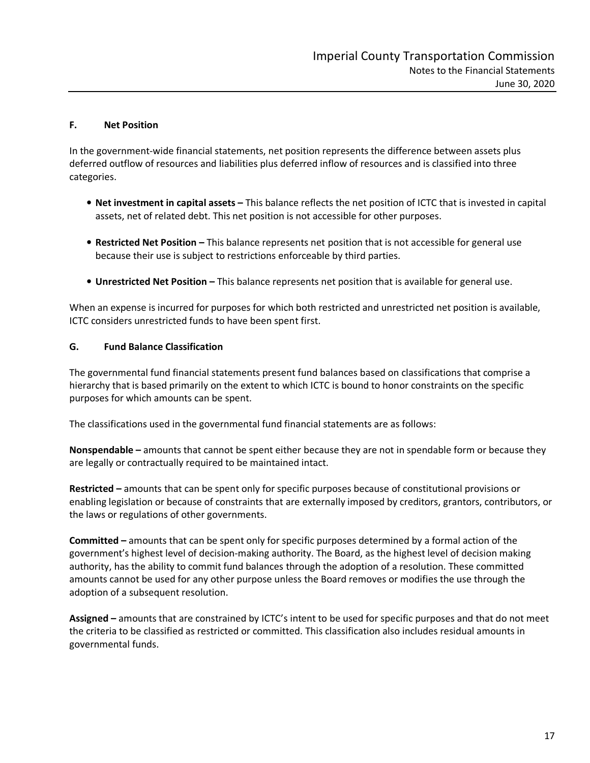### F. Net Position

In the government-wide financial statements, net position represents the difference between assets plus deferred outflow of resources and liabilities plus deferred inflow of resources and is classified into three categories.

- **Net investment in capital assets –** This balance reflects the net position of ICTC that is invested in capital assets, net of related debt. This net position is not accessible for other purposes.
- **Restricted Net Position –** This balance represents net position that is not accessible for general use because their use is subject to restrictions enforceable by third parties.
- **Unrestricted Net Position –** This balance represents net position that is available for general use.

When an expense is incurred for purposes for which both restricted and unrestricted net position is available, ICTC considers unrestricted funds to have been spent first.

### G. Fund Balance Classification

The governmental fund financial statements present fund balances based on classifications that comprise a hierarchy that is based primarily on the extent to which ICTC is bound to honor constraints on the specific purposes for which amounts can be spent.

The classifications used in the governmental fund financial statements are as follows:

**Nonspendable –** amounts that cannot be spent either because they are not in spendable form or because they are legally or contractually required to be maintained intact.

**Restricted –** amounts that can be spent only for specific purposes because of constitutional provisions or enabling legislation or because of constraints that are externally imposed by creditors, grantors, contributors, or the laws or regulations of other governments.

**Committed –** amounts that can be spent only for specific purposes determined by a formal action of the government's highest level of decision-making authority. The Board, as the highest level of decision making authority, has the ability to commit fund balances through the adoption of a resolution. These committed amounts cannot be used for any other purpose unless the Board removes or modifies the use through the adoption of a subsequent resolution.

**Assigned –** amounts that are constrained by ICTC's intent to be used for specific purposes and that do not meet the criteria to be classified as restricted or committed. This classification also includes residual amounts in governmental funds.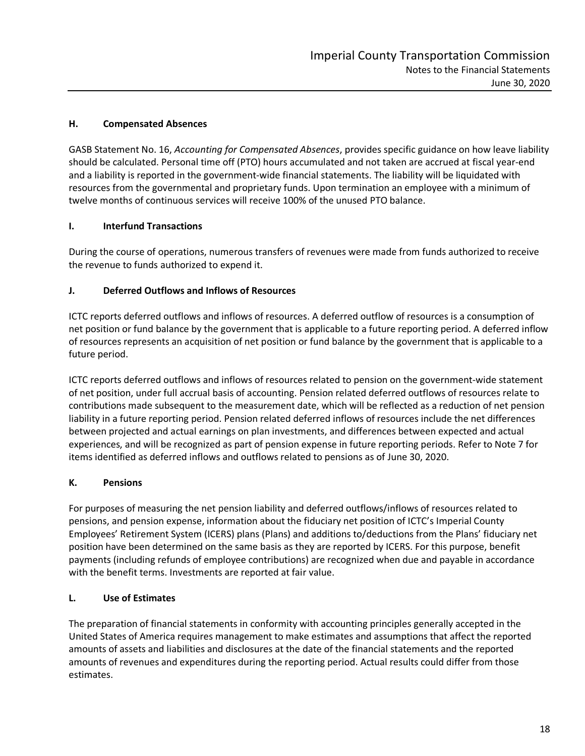### H. Compensated Absences

GASB Statement No. 16, *Accounting for Compensated Absences*, provides specific guidance on how leave liability should be calculated. Personal time off (PTO) hours accumulated and not taken are accrued at fiscal year-end and a liability is reported in the government-wide financial statements. The liability will be liquidated with resources from the governmental and proprietary funds. Upon termination an employee with a minimum of twelve months of continuous services will receive 100% of the unused PTO balance.

### I. Interfund Transactions

During the course of operations, numerous transfers of revenues were made from funds authorized to receive the revenue to funds authorized to expend it.

### J. Deferred Outflows and Inflows of Resources

ICTC reports deferred outflows and inflows of resources. A deferred outflow of resources is a consumption of net position or fund balance by the government that is applicable to a future reporting period. A deferred inflow of resources represents an acquisition of net position or fund balance by the government that is applicable to a future period.

ICTC reports deferred outflows and inflows of resources related to pension on the government-wide statement of net position, under full accrual basis of accounting. Pension related deferred outflows of resources relate to contributions made subsequent to the measurement date, which will be reflected as a reduction of net pension liability in a future reporting period. Pension related deferred inflows of resources include the net differences between projected and actual earnings on plan investments, and differences between expected and actual experiences, and will be recognized as part of pension expense in future reporting periods. Refer to Note 7 for items identified as deferred inflows and outflows related to pensions as of June 30, 2020.

### K. Pensions

For purposes of measuring the net pension liability and deferred outflows/inflows of resources related to pensions, and pension expense, information about the fiduciary net position of ICTC's Imperial County Employees' Retirement System (ICERS) plans (Plans) and additions to/deductions from the Plans' fiduciary net position have been determined on the same basis as they are reported by ICERS. For this purpose, benefit payments (including refunds of employee contributions) are recognized when due and payable in accordance with the benefit terms. Investments are reported at fair value.

### L. Use of Estimates

The preparation of financial statements in conformity with accounting principles generally accepted in the United States of America requires management to make estimates and assumptions that affect the reported amounts of assets and liabilities and disclosures at the date of the financial statements and the reported amounts of revenues and expenditures during the reporting period. Actual results could differ from those estimates.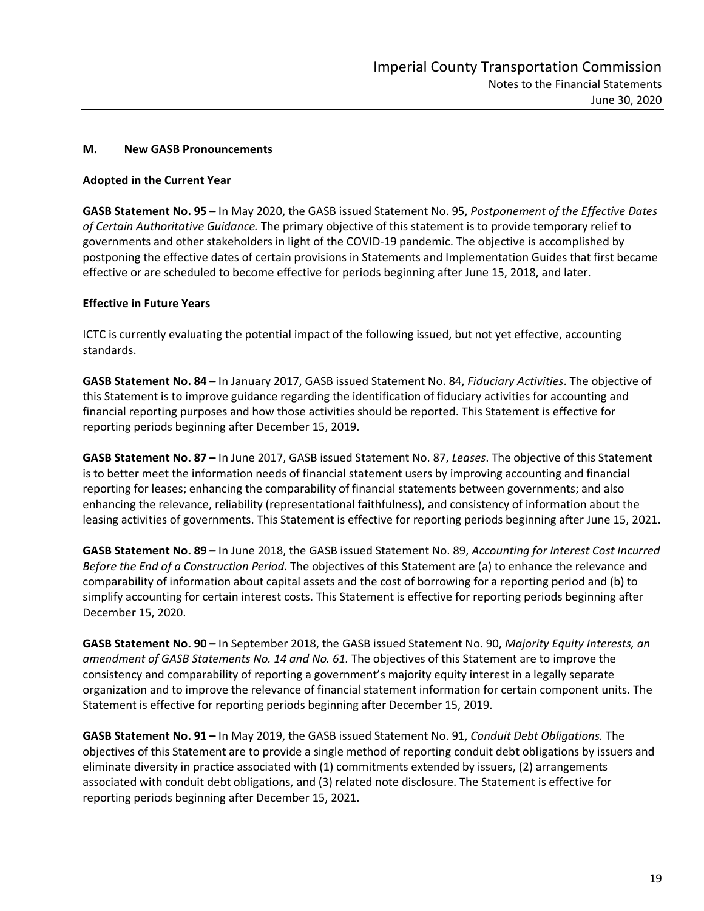## M. New GASB Pronouncements

**Adopted in the Current Year**

**GASB Statement No. 95 –** In May 2020, the GASB issued Statement No. 95, *Postponement of the Effective Dates of Certain Authoritative Guidance.* The primary objective of this statement is to provide temporary relief to governments and other stakeholders in light of the COVID-19 pandemic. The objective is accomplished by postponing the effective dates of certain provisions in Statements and Implementation Guides that first became effective or are scheduled to become effective for periods beginning after June 15, 2018, and later.

**Effective in Future Years**

ICTC is currently evaluating the potential impact of the following issued, but not yet effective, accounting standards.

**GASB Statement No. 84 –** In January 2017, GASB issued Statement No. 84, *Fiduciary Activities*. The objective of this Statement is to improve guidance regarding the identification of fiduciary activities for accounting and financial reporting purposes and how those activities should be reported. This Statement is effective for reporting periods beginning after December 15, 2019.

**GASB Statement No. 87 –** In June 2017, GASB issued Statement No. 87, *Leases*. The objective of this Statement is to better meet the information needs of financial statement users by improving accounting and financial reporting for leases; enhancing the comparability of financial statements between governments; and also enhancing the relevance, reliability (representational faithfulness), and consistency of information about the leasing activities of governments. This Statement is effective for reporting periods beginning after June 15, 2021.

**GASB Statement No. 89 –** In June 2018, the GASB issued Statement No. 89, *Accounting for Interest Cost Incurred Before the End of a Construction Period*. The objectives of this Statement are (a) to enhance the relevance and comparability of information about capital assets and the cost of borrowing for a reporting period and (b) to simplify accounting for certain interest costs. This Statement is effective for reporting periods beginning after December 15, 2020.

**GASB Statement No. 90 –** In September 2018, the GASB issued Statement No. 90, *Majority Equity Interests, an amendment of GASB Statements No. 14 and No. 61.* The objectives of this Statement are to improve the consistency and comparability of reporting a government's majority equity interest in a legally separate organization and to improve the relevance of financial statement information for certain component units. The Statement is effective for reporting periods beginning after December 15, 2019.

**GASB Statement No. 91 –** In May 2019, the GASB issued Statement No. 91, *Conduit Debt Obligations.* The objectives of this Statement are to provide a single method of reporting conduit debt obligations by issuers and eliminate diversity in practice associated with (1) commitments extended by issuers, (2) arrangements associated with conduit debt obligations, and (3) related note disclosure. The Statement is effective for reporting periods beginning after December 15, 2021.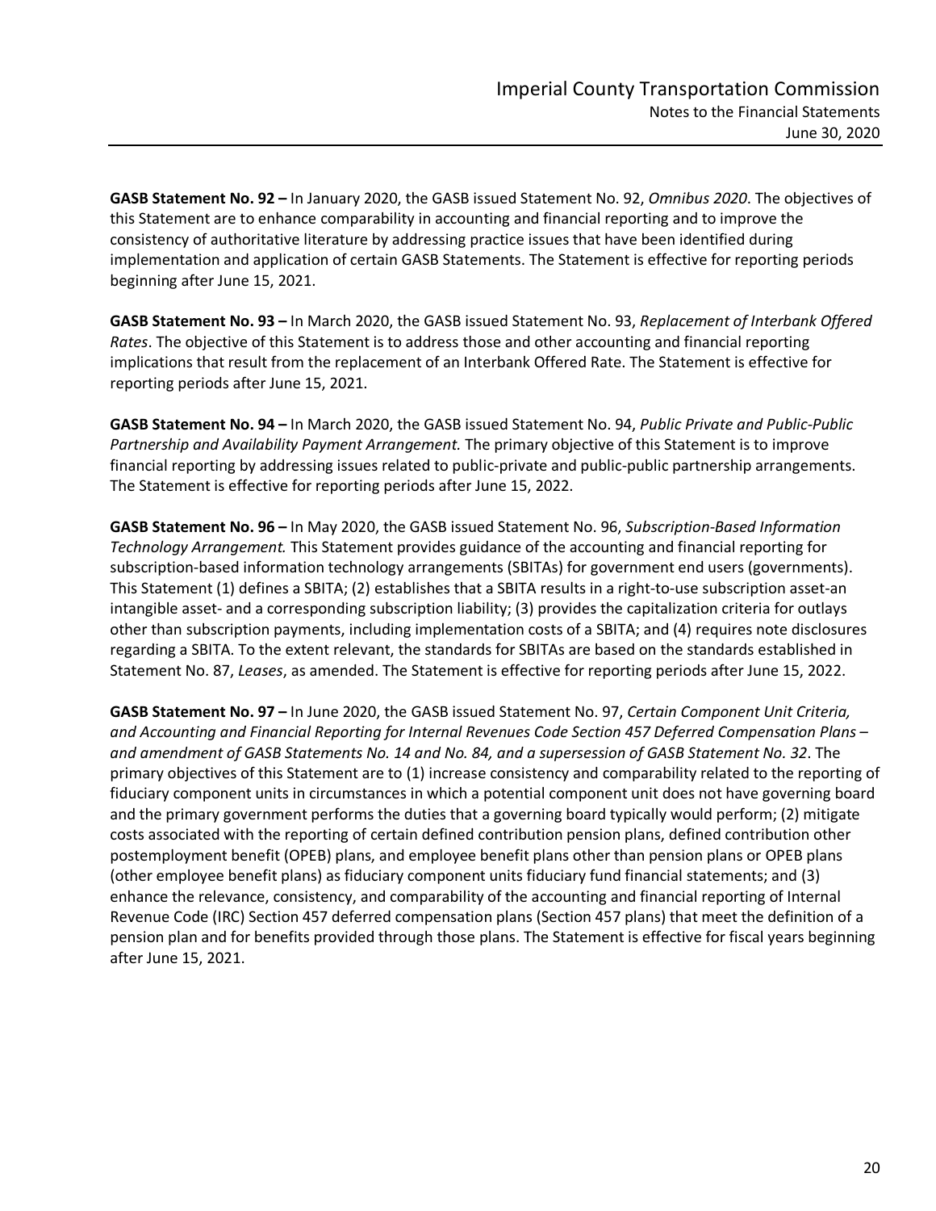**GASB Statement No. 92 –** In January 2020, the GASB issued Statement No. 92, *Omnibus 2020*. The objectives of this Statement are to enhance comparability in accounting and financial reporting and to improve the consistency of authoritative literature by addressing practice issues that have been identified during implementation and application of certain GASB Statements. The Statement is effective for reporting periods beginning after June 15, 2021.

**GASB Statement No. 93 –** In March 2020, the GASB issued Statement No. 93, *Replacement of Interbank Offered Rates*. The objective of this Statement is to address those and other accounting and financial reporting implications that result from the replacement of an Interbank Offered Rate. The Statement is effective for reporting periods after June 15, 2021.

**GASB Statement No. 94 –** In March 2020, the GASB issued Statement No. 94, *Public Private and Public-Public Partnership and Availability Payment Arrangement.* The primary objective of this Statement is to improve financial reporting by addressing issues related to public-private and public-public partnership arrangements. The Statement is effective for reporting periods after June 15, 2022.

**GASB Statement No. 96 –** In May 2020, the GASB issued Statement No. 96, *Subscription-Based Information Technology Arrangement.* This Statement provides guidance of the accounting and financial reporting for subscription-based information technology arrangements (SBITAs) for government end users (governments). This Statement (1) defines a SBITA; (2) establishes that a SBITA results in a right-to-use subscription asset-an intangible asset- and a corresponding subscription liability; (3) provides the capitalization criteria for outlays other than subscription payments, including implementation costs of a SBITA; and (4) requires note disclosures regarding a SBITA. To the extent relevant, the standards for SBITAs are based on the standards established in Statement No. 87, *Leases*, as amended. The Statement is effective for reporting periods after June 15, 2022.

**GASB Statement No. 97 –** In June 2020, the GASB issued Statement No. 97, *Certain Component Unit Criteria, and Accounting and Financial Reporting for Internal Revenues Code Section 457 Deferred Compensation Plans – and amendment of GASB Statements No. 14 and No. 84, and a supersession of GASB Statement No. 32*. The primary objectives of this Statement are to (1) increase consistency and comparability related to the reporting of fiduciary component units in circumstances in which a potential component unit does not have governing board and the primary government performs the duties that a governing board typically would perform; (2) mitigate costs associated with the reporting of certain defined contribution pension plans, defined contribution other postemployment benefit (OPEB) plans, and employee benefit plans other than pension plans or OPEB plans (other employee benefit plans) as fiduciary component units fiduciary fund financial statements; and (3) enhance the relevance, consistency, and comparability of the accounting and financial reporting of Internal Revenue Code (IRC) Section 457 deferred compensation plans (Section 457 plans) that meet the definition of a pension plan and for benefits provided through those plans. The Statement is effective for fiscal years beginning after June 15, 2021.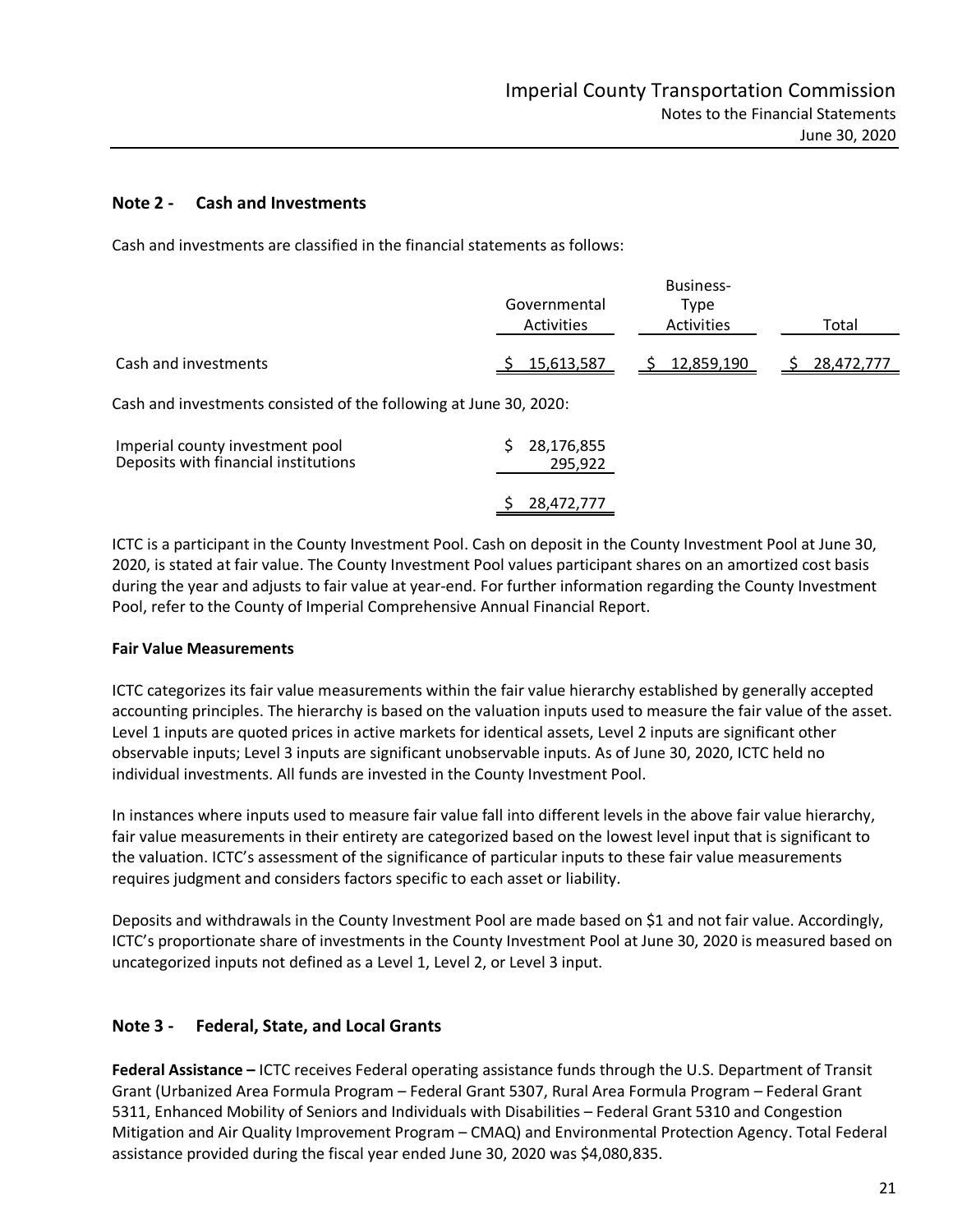## Note 2 - Cash and Investments

Cash and investments are classified in the financial statements as follows:

| | Governmental Activities | Business-Type Activities | Total |
|---|---|---|---|
| Cash and investments | $ 15,613,587 | $ 12,859,190 | $ 28,472,777 |

Cash and investments consisted of the following at June 30, 2020:

| | |
|---|---|
| Imperial county investment pool | $ 28,176,855 |
| Deposits with financial institutions | 295,922 |
| | $ 28,472,777 |

ICTC is a participant in the County Investment Pool. Cash on deposit in the County Investment Pool at June 30, 2020, is stated at fair value. The County Investment Pool values participant shares on an amortized cost basis during the year and adjusts to fair value at year-end. For further information regarding the County Investment Pool, refer to the County of Imperial Comprehensive Annual Financial Report.

**Fair Value Measurements**

ICTC categorizes its fair value measurements within the fair value hierarchy established by generally accepted accounting principles. The hierarchy is based on the valuation inputs used to measure the fair value of the asset. Level 1 inputs are quoted prices in active markets for identical assets, Level 2 inputs are significant other observable inputs; Level 3 inputs are significant unobservable inputs. As of June 30, 2020, ICTC held no individual investments. All funds are invested in the County Investment Pool.

In instances where inputs used to measure fair value fall into different levels in the above fair value hierarchy, fair value measurements in their entirety are categorized based on the lowest level input that is significant to the valuation. ICTC's assessment of the significance of particular inputs to these fair value measurements requires judgment and considers factors specific to each asset or liability.

Deposits and withdrawals in the County Investment Pool are made based on $1 and not fair value. Accordingly, ICTC's proportionate share of investments in the County Investment Pool at June 30, 2020 is measured based on uncategorized inputs not defined as a Level 1, Level 2, or Level 3 input.

## Note 3 - Federal, State, and Local Grants

**Federal Assistance –** ICTC receives Federal operating assistance funds through the U.S. Department of Transit Grant (Urbanized Area Formula Program – Federal Grant 5307, Rural Area Formula Program – Federal Grant 5311, Enhanced Mobility of Seniors and Individuals with Disabilities – Federal Grant 5310 and Congestion Mitigation and Air Quality Improvement Program – CMAQ) and Environmental Protection Agency. Total Federal assistance provided during the fiscal year ended June 30, 2020 was $4,080,835.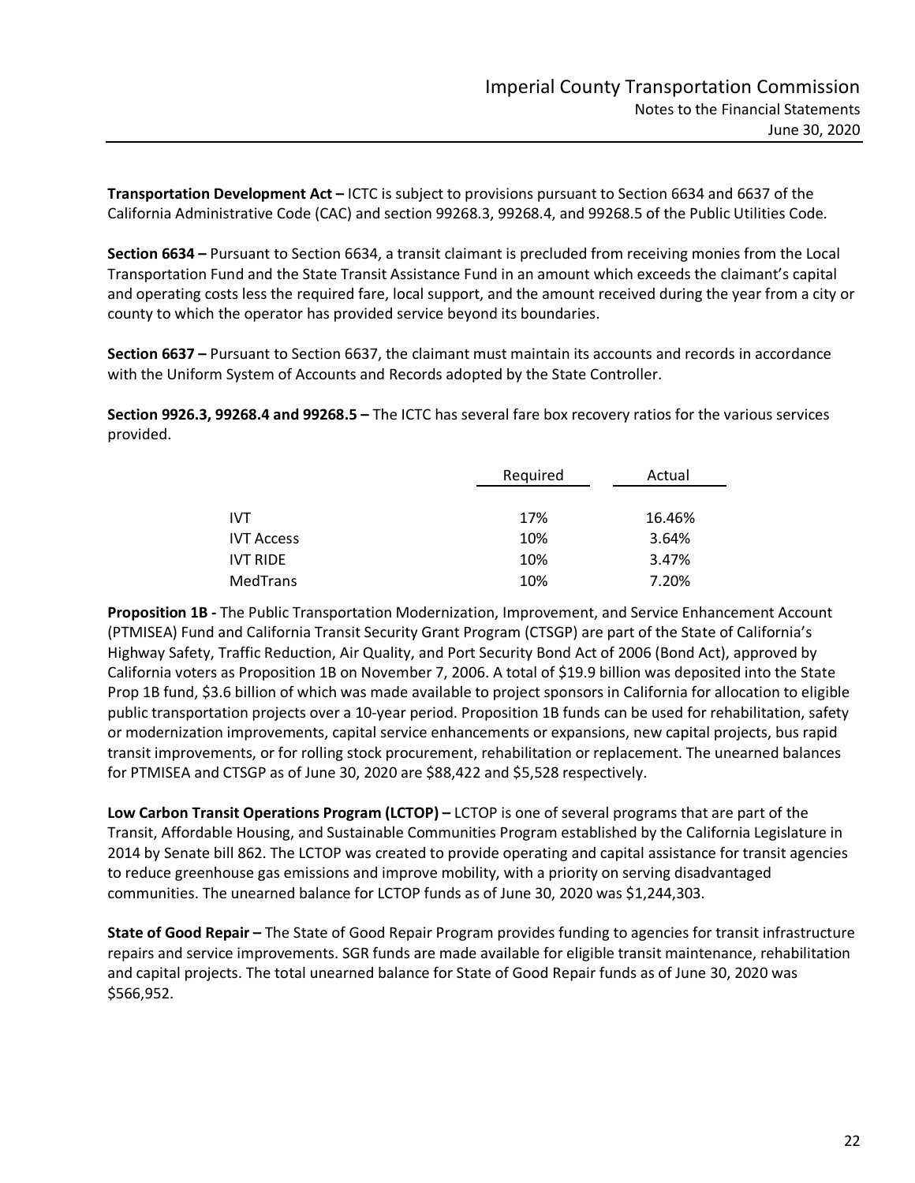**Transportation Development Act –** ICTC is subject to provisions pursuant to Section 6634 and 6637 of the California Administrative Code (CAC) and section 99268.3, 99268.4, and 99268.5 of the Public Utilities Code.

**Section 6634 –** Pursuant to Section 6634, a transit claimant is precluded from receiving monies from the Local Transportation Fund and the State Transit Assistance Fund in an amount which exceeds the claimant's capital and operating costs less the required fare, local support, and the amount received during the year from a city or county to which the operator has provided service beyond its boundaries.

**Section 6637 –** Pursuant to Section 6637, the claimant must maintain its accounts and records in accordance with the Uniform System of Accounts and Records adopted by the State Controller.

**Section 9926.3, 99268.4 and 99268.5 –** The ICTC has several fare box recovery ratios for the various services provided.

| | Required | Actual |
|---|---|---|
| IVT | 17% | 16.46% |
| IVT Access | 10% | 3.64% |
| IVT RIDE | 10% | 3.47% |
| MedTrans | 10% | 7.20% |

**Proposition 1B -** The Public Transportation Modernization, Improvement, and Service Enhancement Account (PTMISEA) Fund and California Transit Security Grant Program (CTSGP) are part of the State of California's Highway Safety, Traffic Reduction, Air Quality, and Port Security Bond Act of 2006 (Bond Act), approved by California voters as Proposition 1B on November 7, 2006. A total of $19.9 billion was deposited into the State Prop 1B fund, $3.6 billion of which was made available to project sponsors in California for allocation to eligible public transportation projects over a 10-year period. Proposition 1B funds can be used for rehabilitation, safety or modernization improvements, capital service enhancements or expansions, new capital projects, bus rapid transit improvements, or for rolling stock procurement, rehabilitation or replacement. The unearned balances for PTMISEA and CTSGP as of June 30, 2020 are $88,422 and $5,528 respectively.

**Low Carbon Transit Operations Program (LCTOP) –** LCTOP is one of several programs that are part of the Transit, Affordable Housing, and Sustainable Communities Program established by the California Legislature in 2014 by Senate bill 862. The LCTOP was created to provide operating and capital assistance for transit agencies to reduce greenhouse gas emissions and improve mobility, with a priority on serving disadvantaged communities. The unearned balance for LCTOP funds as of June 30, 2020 was $1,244,303.

**State of Good Repair –** The State of Good Repair Program provides funding to agencies for transit infrastructure repairs and service improvements. SGR funds are made available for eligible transit maintenance, rehabilitation and capital projects. The total unearned balance for State of Good Repair funds as of June 30, 2020 was $566,952.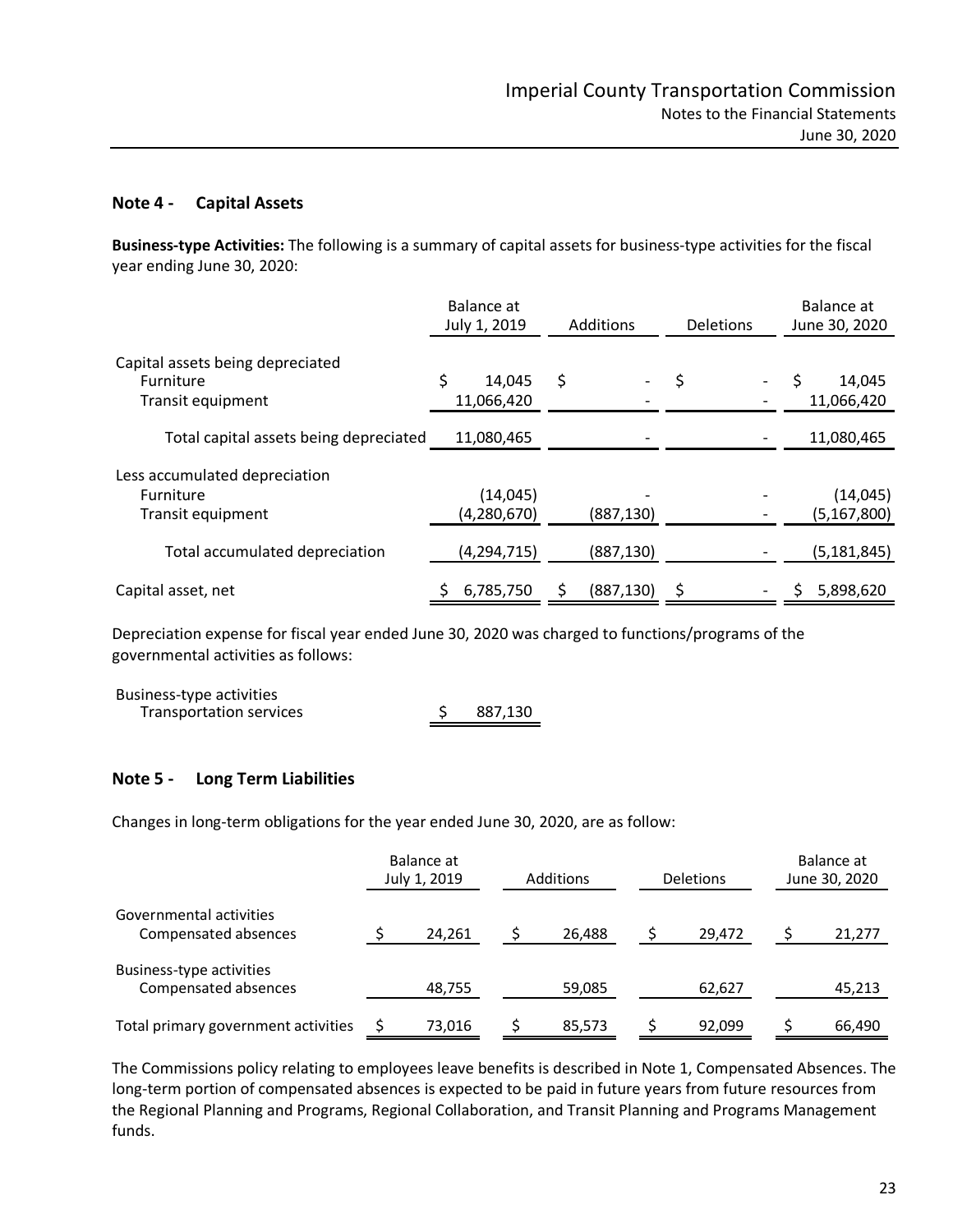## Note 4 - Capital Assets

**Business-type Activities:** The following is a summary of capital assets for business-type activities for the fiscal year ending June 30, 2020:

| | Balance at July 1, 2019 | Additions | Deletions | Balance at June 30, 2020 |
|---|---|---|---|---|
| Capital assets being depreciated | | | | |
| Furniture | $ 14,045 | $ - | $ - | $ 14,045 |
| Transit equipment | 11,066,420 | - | - | 11,066,420 |
| Total capital assets being depreciated | 11,080,465 | - | - | 11,080,465 |
| Less accumulated depreciation | | | | |
| Furniture | (14,045) | - | - | (14,045) |
| Transit equipment | (4,280,670) | (887,130) | - | (5,167,800) |
| Total accumulated depreciation | (4,294,715) | (887,130) | - | (5,181,845) |
| Capital asset, net | $ 6,785,750 | $ (887,130) | $ - | $ 5,898,620 |

Depreciation expense for fiscal year ended June 30, 2020 was charged to functions/programs of the governmental activities as follows:

| | |
|---|---|
| Business-type activities | |
| Transportation services | $ 887,130 |

## Note 5 - Long Term Liabilities

Changes in long-term obligations for the year ended June 30, 2020, are as follow:

| | Balance at July 1, 2019 | Additions | Deletions | Balance at June 30, 2020 |
|---|---|---|---|---|
| Governmental activities | | | | |
| Compensated absences | $ 24,261 | $ 26,488 | $ 29,472 | $ 21,277 |
| Business-type activities | | | | |
| Compensated absences | 48,755 | 59,085 | 62,627 | 45,213 |
| Total primary government activities | $ 73,016 | $ 85,573 | $ 92,099 | $ 66,490 |

The Commissions policy relating to employees leave benefits is described in Note 1, Compensated Absences. The long-term portion of compensated absences is expected to be paid in future years from future resources from the Regional Planning and Programs, Regional Collaboration, and Transit Planning and Programs Management funds.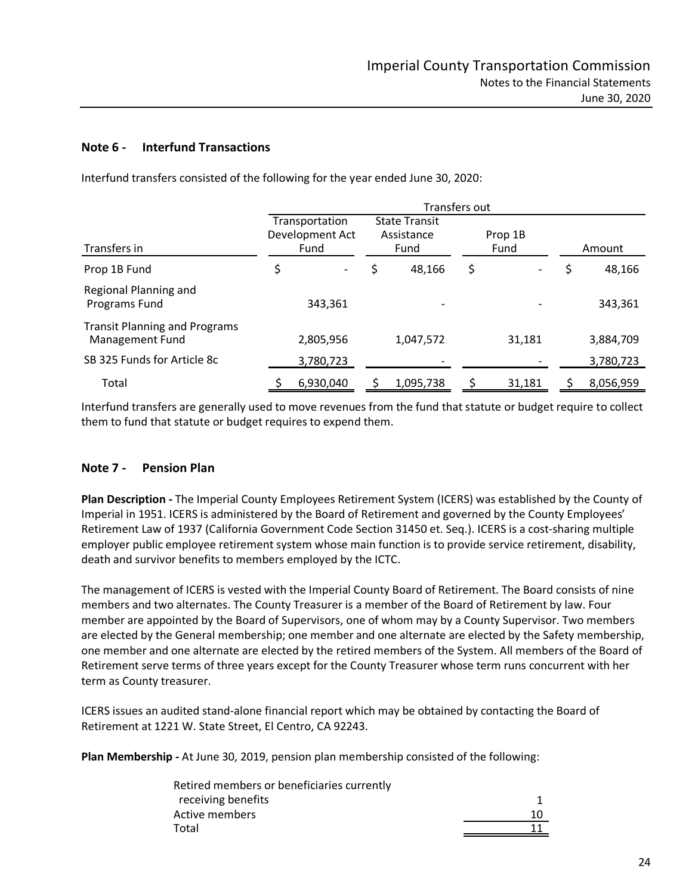## Note 6 - Interfund Transactions

Interfund transfers consisted of the following for the year ended June 30, 2020:

| | Transfers out | | | |
|---|---|---|---|---|
| Transfers in | Transportation Development Act Fund | State Transit Assistance Fund | Prop 1B Fund | Amount |
| Prop 1B Fund | $ - | $ 48,166 | $ - | $ 48,166 |
| Regional Planning and Programs Fund | 343,361 | - | - | 343,361 |
| Transit Planning and Programs Management Fund | 2,805,956 | 1,047,572 | 31,181 | 3,884,709 |
| SB 325 Funds for Article 8c | 3,780,723 | - | - | 3,780,723 |
| Total | $ 6,930,040 | $ 1,095,738 | $ 31,181 | $ 8,056,959 |

Interfund transfers are generally used to move revenues from the fund that statute or budget require to collect them to fund that statute or budget requires to expend them.

## Note 7 - Pension Plan

**Plan Description -** The Imperial County Employees Retirement System (ICERS) was established by the County of Imperial in 1951. ICERS is administered by the Board of Retirement and governed by the County Employees' Retirement Law of 1937 (California Government Code Section 31450 et. Seq.). ICERS is a cost-sharing multiple employer public employee retirement system whose main function is to provide service retirement, disability, death and survivor benefits to members employed by the ICTC.

The management of ICERS is vested with the Imperial County Board of Retirement. The Board consists of nine members and two alternates. The County Treasurer is a member of the Board of Retirement by law. Four member are appointed by the Board of Supervisors, one of whom may by a County Supervisor. Two members are elected by the General membership; one member and one alternate are elected by the Safety membership, one member and one alternate are elected by the retired members of the System. All members of the Board of Retirement serve terms of three years except for the County Treasurer whose term runs concurrent with her term as County treasurer.

ICERS issues an audited stand-alone financial report which may be obtained by contacting the Board of Retirement at 1221 W. State Street, El Centro, CA 92243.

**Plan Membership -** At June 30, 2019, pension plan membership consisted of the following:

| | |
|---|---|
| Retired members or beneficiaries currently receiving benefits | 1 |
| Active members | 10 |
| Total | 11 |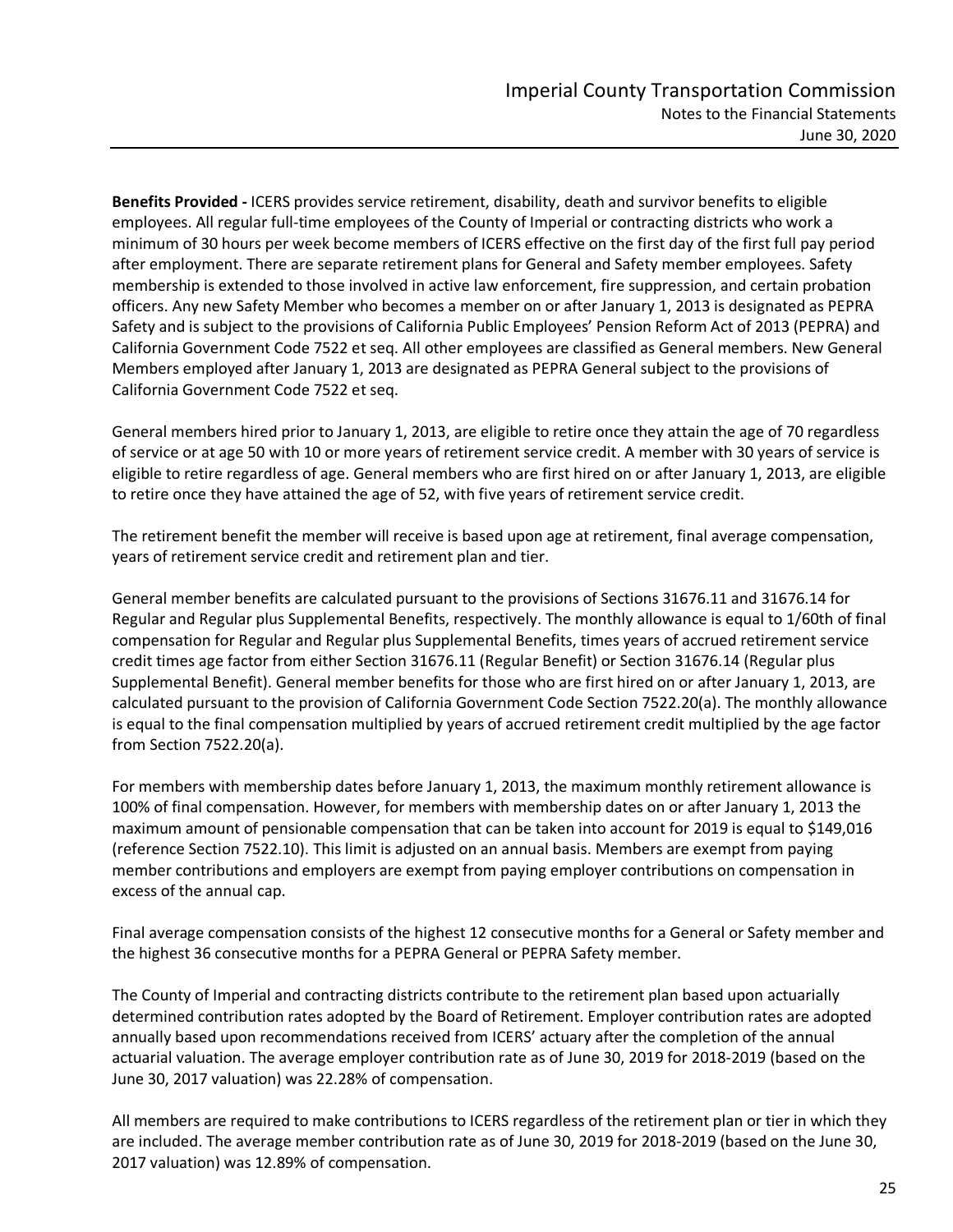**Benefits Provided -** ICERS provides service retirement, disability, death and survivor benefits to eligible employees. All regular full-time employees of the County of Imperial or contracting districts who work a minimum of 30 hours per week become members of ICERS effective on the first day of the first full pay period after employment. There are separate retirement plans for General and Safety member employees. Safety membership is extended to those involved in active law enforcement, fire suppression, and certain probation officers. Any new Safety Member who becomes a member on or after January 1, 2013 is designated as PEPRA Safety and is subject to the provisions of California Public Employees' Pension Reform Act of 2013 (PEPRA) and California Government Code 7522 et seq. All other employees are classified as General members. New General Members employed after January 1, 2013 are designated as PEPRA General subject to the provisions of California Government Code 7522 et seq.

General members hired prior to January 1, 2013, are eligible to retire once they attain the age of 70 regardless of service or at age 50 with 10 or more years of retirement service credit. A member with 30 years of service is eligible to retire regardless of age. General members who are first hired on or after January 1, 2013, are eligible to retire once they have attained the age of 52, with five years of retirement service credit.

The retirement benefit the member will receive is based upon age at retirement, final average compensation, years of retirement service credit and retirement plan and tier.

General member benefits are calculated pursuant to the provisions of Sections 31676.11 and 31676.14 for Regular and Regular plus Supplemental Benefits, respectively. The monthly allowance is equal to 1/60th of final compensation for Regular and Regular plus Supplemental Benefits, times years of accrued retirement service credit times age factor from either Section 31676.11 (Regular Benefit) or Section 31676.14 (Regular plus Supplemental Benefit). General member benefits for those who are first hired on or after January 1, 2013, are calculated pursuant to the provision of California Government Code Section 7522.20(a). The monthly allowance is equal to the final compensation multiplied by years of accrued retirement credit multiplied by the age factor from Section 7522.20(a).

For members with membership dates before January 1, 2013, the maximum monthly retirement allowance is 100% of final compensation. However, for members with membership dates on or after January 1, 2013 the maximum amount of pensionable compensation that can be taken into account for 2019 is equal to $149,016 (reference Section 7522.10). This limit is adjusted on an annual basis. Members are exempt from paying member contributions and employers are exempt from paying employer contributions on compensation in excess of the annual cap.

Final average compensation consists of the highest 12 consecutive months for a General or Safety member and the highest 36 consecutive months for a PEPRA General or PEPRA Safety member.

The County of Imperial and contracting districts contribute to the retirement plan based upon actuarially determined contribution rates adopted by the Board of Retirement. Employer contribution rates are adopted annually based upon recommendations received from ICERS' actuary after the completion of the annual actuarial valuation. The average employer contribution rate as of June 30, 2019 for 2018-2019 (based on the June 30, 2017 valuation) was 22.28% of compensation.

All members are required to make contributions to ICERS regardless of the retirement plan or tier in which they are included. The average member contribution rate as of June 30, 2019 for 2018-2019 (based on the June 30, 2017 valuation) was 12.89% of compensation.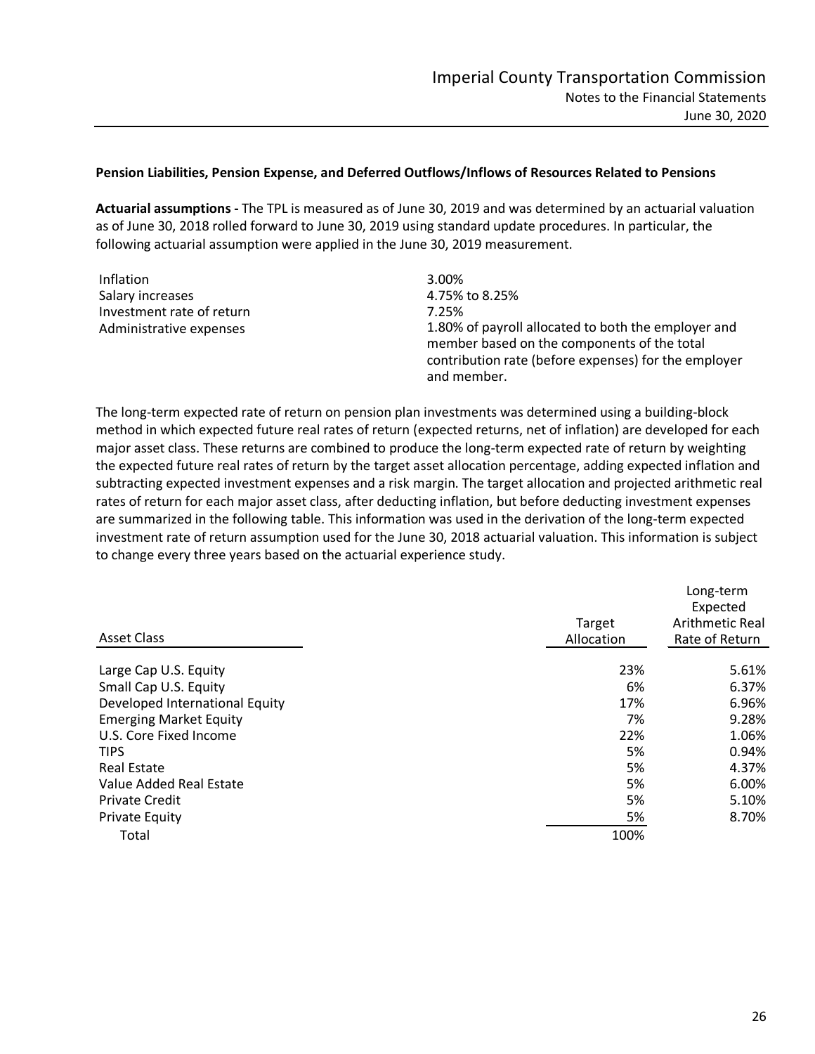**Pension Liabilities, Pension Expense, and Deferred Outflows/Inflows of Resources Related to Pensions**

**Actuarial assumptions -** The TPL is measured as of June 30, 2019 and was determined by an actuarial valuation as of June 30, 2018 rolled forward to June 30, 2019 using standard update procedures. In particular, the following actuarial assumption were applied in the June 30, 2019 measurement.

| | |
|---|---|
| Inflation | 3.00% |
| Salary increases | 4.75% to 8.25% |
| Investment rate of return | 7.25% |
| Administrative expenses | 1.80% of payroll allocated to both the employer and member based on the components of the total contribution rate (before expenses) for the employer and member. |

The long-term expected rate of return on pension plan investments was determined using a building-block method in which expected future real rates of return (expected returns, net of inflation) are developed for each major asset class. These returns are combined to produce the long-term expected rate of return by weighting the expected future real rates of return by the target asset allocation percentage, adding expected inflation and subtracting expected investment expenses and a risk margin. The target allocation and projected arithmetic real rates of return for each major asset class, after deducting inflation, but before deducting investment expenses are summarized in the following table. This information was used in the derivation of the long-term expected investment rate of return assumption used for the June 30, 2018 actuarial valuation. This information is subject to change every three years based on the actuarial experience study.

| Asset Class | Target Allocation | Long-term Expected Arithmetic Real Rate of Return |
|---|---|---|
| Large Cap U.S. Equity | 23% | 5.61% |
| Small Cap U.S. Equity | 6% | 6.37% |
| Developed International Equity | 17% | 6.96% |
| Emerging Market Equity | 7% | 9.28% |
| U.S. Core Fixed Income | 22% | 1.06% |
| TIPS | 5% | 0.94% |
| Real Estate | 5% | 4.37% |
| Value Added Real Estate | 5% | 6.00% |
| Private Credit | 5% | 5.10% |
| Private Equity | 5% | 8.70% |
| Total | 100% | |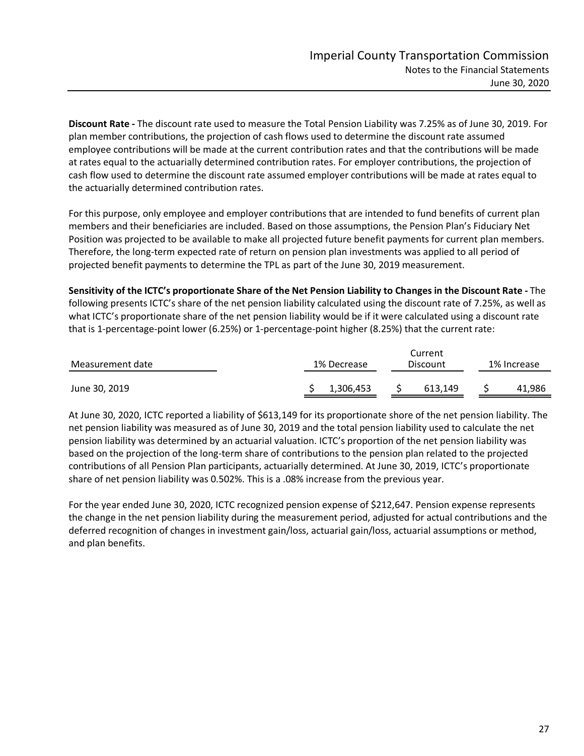**Discount Rate -** The discount rate used to measure the Total Pension Liability was 7.25% as of June 30, 2019. For plan member contributions, the projection of cash flows used to determine the discount rate assumed employee contributions will be made at the current contribution rates and that the contributions will be made at rates equal to the actuarially determined contribution rates. For employer contributions, the projection of cash flow used to determine the discount rate assumed employer contributions will be made at rates equal to the actuarially determined contribution rates.

For this purpose, only employee and employer contributions that are intended to fund benefits of current plan members and their beneficiaries are included. Based on those assumptions, the Pension Plan's Fiduciary Net Position was projected to be available to make all projected future benefit payments for current plan members. Therefore, the long-term expected rate of return on pension plan investments was applied to all period of projected benefit payments to determine the TPL as part of the June 30, 2019 measurement.

**Sensitivity of the ICTC's proportionate Share of the Net Pension Liability to Changes in the Discount Rate -** The following presents ICTC's share of the net pension liability calculated using the discount rate of 7.25%, as well as what ICTC's proportionate share of the net pension liability would be if it were calculated using a discount rate that is 1-percentage-point lower (6.25%) or 1-percentage-point higher (8.25%) that the current rate:

| Measurement date | 1% Decrease | Current Discount | 1% Increase |
|---|---|---|---|
| June 30, 2019 | $ 1,306,453 | $ 613,149 | $ 41,986 |

At June 30, 2020, ICTC reported a liability of $613,149 for its proportionate shore of the net pension liability. The net pension liability was measured as of June 30, 2019 and the total pension liability used to calculate the net pension liability was determined by an actuarial valuation. ICTC's proportion of the net pension liability was based on the projection of the long-term share of contributions to the pension plan related to the projected contributions of all Pension Plan participants, actuarially determined. At June 30, 2019, ICTC's proportionate share of net pension liability was 0.502%. This is a .08% increase from the previous year.

For the year ended June 30, 2020, ICTC recognized pension expense of $212,647. Pension expense represents the change in the net pension liability during the measurement period, adjusted for actual contributions and the deferred recognition of changes in investment gain/loss, actuarial gain/loss, actuarial assumptions or method, and plan benefits.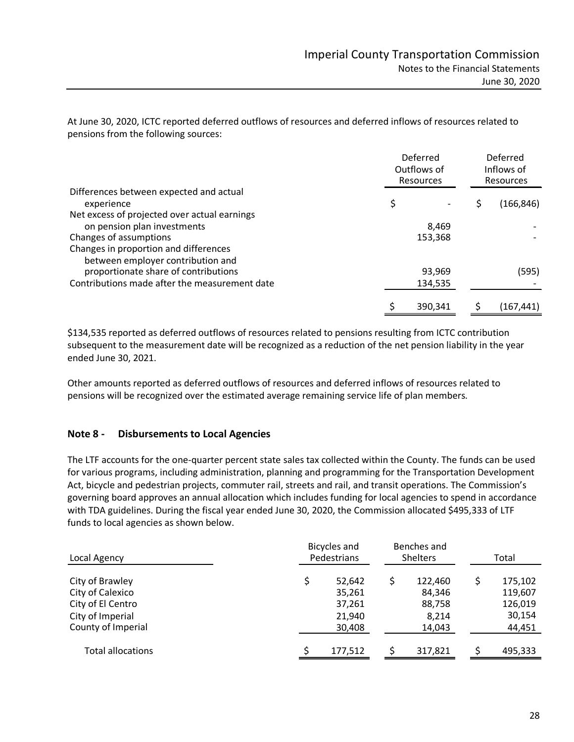At June 30, 2020, ICTC reported deferred outflows of resources and deferred inflows of resources related to pensions from the following sources:

| | Deferred Outflows of Resources | Deferred Inflows of Resources |
|---|---|---|
| Differences between expected and actual experience | $ - | $ (166,846) |
| Net excess of projected over actual earnings on pension plan investments | 8,469 | - |
| Changes of assumptions | 153,368 | - |
| Changes in proportion and differences between employer contribution and proportionate share of contributions | 93,969 | (595) |
| Contributions made after the measurement date | 134,535 | - |
| | $ 390,341 | $ (167,441) |

$134,535 reported as deferred outflows of resources related to pensions resulting from ICTC contribution subsequent to the measurement date will be recognized as a reduction of the net pension liability in the year ended June 30, 2021.

Other amounts reported as deferred outflows of resources and deferred inflows of resources related to pensions will be recognized over the estimated average remaining service life of plan members.

## Note 8 - Disbursements to Local Agencies

The LTF accounts for the one-quarter percent state sales tax collected within the County. The funds can be used for various programs, including administration, planning and programming for the Transportation Development Act, bicycle and pedestrian projects, commuter rail, streets and rail, and transit operations. The Commission's governing board approves an annual allocation which includes funding for local agencies to spend in accordance with TDA guidelines. During the fiscal year ended June 30, 2020, the Commission allocated $495,333 of LTF funds to local agencies as shown below.

| Local Agency | Bicycles and Pedestrians | Benches and Shelters | Total |
|---|---|---|---|
| City of Brawley | $ 52,642 | $ 122,460 | $ 175,102 |
| City of Calexico | 35,261 | 84,346 | 119,607 |
| City of El Centro | 37,261 | 88,758 | 126,019 |
| City of Imperial | 21,940 | 8,214 | 30,154 |
| County of Imperial | 30,408 | 14,043 | 44,451 |
| Total allocations | $ 177,512 | $ 317,821 | $ 495,333 |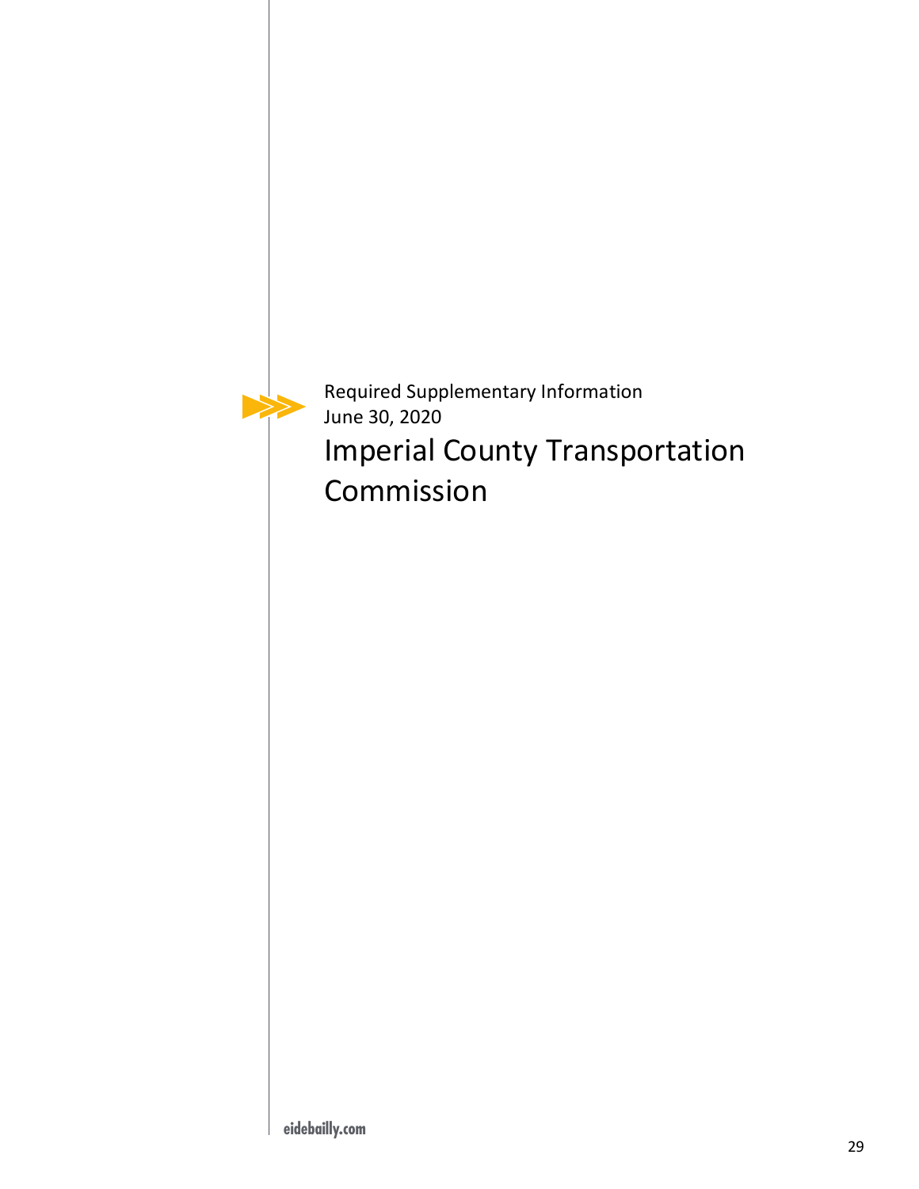Required Supplementary Information
June 30, 2020

# Imperial County Transportation Commission

eidebailly.com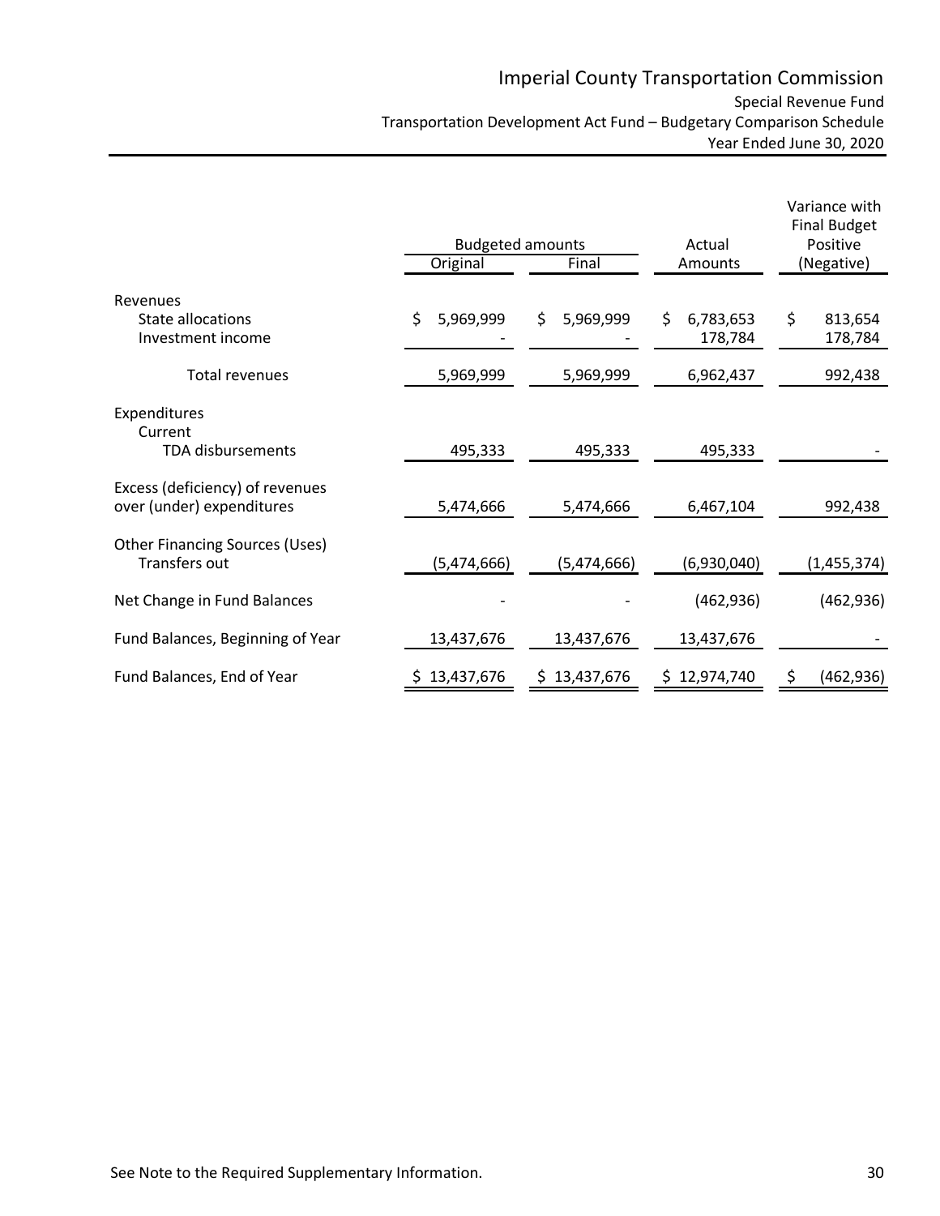# Imperial County Transportation Commission

## Special Revenue Fund

### Transportation Development Act Fund – Budgetary Comparison Schedule

### Year Ended June 30, 2020

| | Budgeted amounts | | Actual | Variance with Final Budget Positive |
|---|---|---|---|---|
| | Original | Final | Amounts | (Negative) |
| **Revenues** | | | | |
| State allocations | $ 5,969,999 | $ 5,969,999 | $ 6,783,653 | $ 813,654 |
| Investment income | - | - | 178,784 | 178,784 |
| Total revenues | 5,969,999 | 5,969,999 | 6,962,437 | 992,438 |
| **Expenditures** | | | | |
| Current | | | | |
| TDA disbursements | 495,333 | 495,333 | 495,333 | - |
| Excess (deficiency) of revenues over (under) expenditures | 5,474,666 | 5,474,666 | 6,467,104 | 992,438 |
| **Other Financing Sources (Uses)** | | | | |
| Transfers out | (5,474,666) | (5,474,666) | (6,930,040) | (1,455,374) |
| Net Change in Fund Balances | - | - | (462,936) | (462,936) |
| Fund Balances, Beginning of Year | 13,437,676 | 13,437,676 | 13,437,676 | - |
| Fund Balances, End of Year | $ 13,437,676 | $ 13,437,676 | $ 12,974,740 | $ (462,936) |

See Note to the Required Supplementary Information.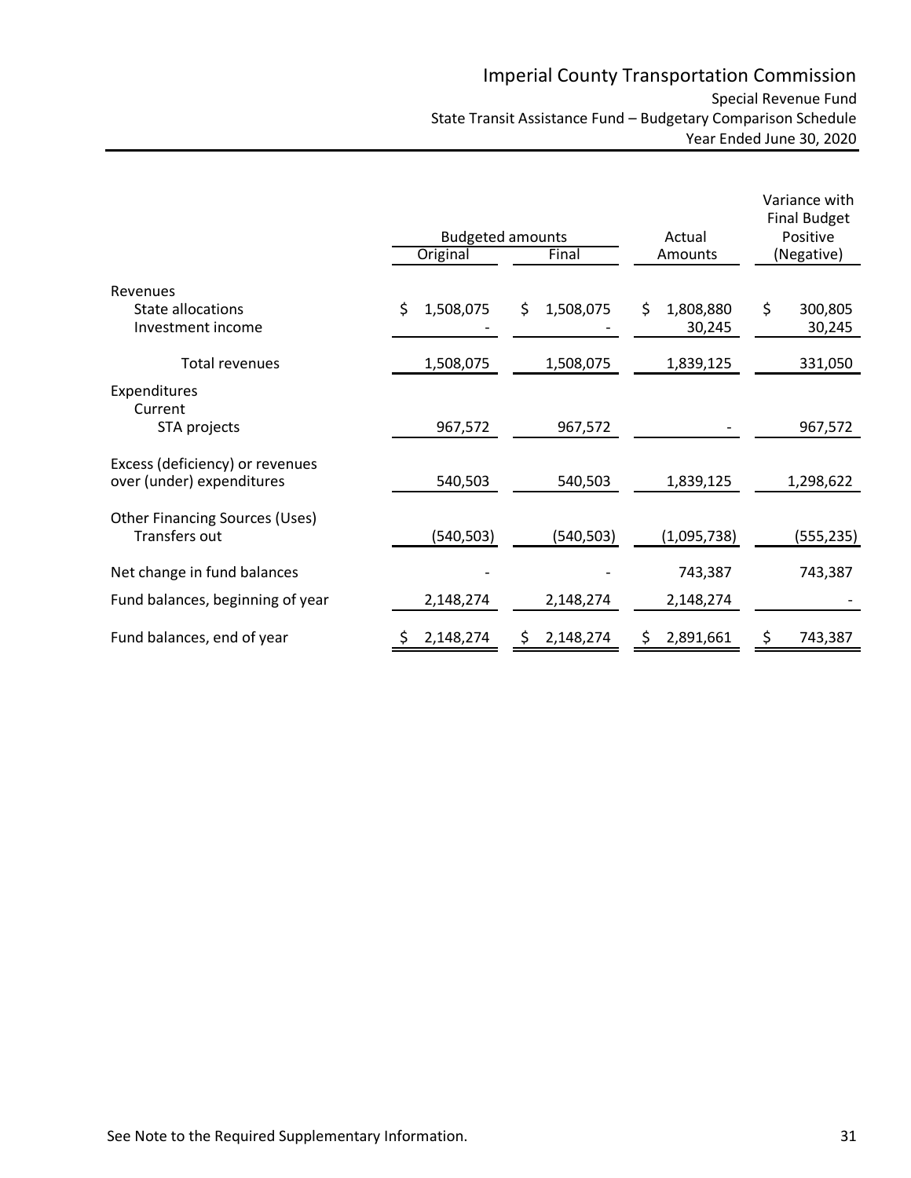# Imperial County Transportation Commission

## Special Revenue Fund

### State Transit Assistance Fund – Budgetary Comparison Schedule

### Year Ended June 30, 2020

| | Budgeted amounts | | Actual | Variance with Final Budget Positive |
|---|---|---|---|---|
| | Original | Final | Amounts | (Negative) |
| **Revenues** | | | | |
| State allocations | $ 1,508,075 | $ 1,508,075 | $ 1,808,880 | $ 300,805 |
| Investment income | - | - | 30,245 | 30,245 |
| Total revenues | 1,508,075 | 1,508,075 | 1,839,125 | 331,050 |
| **Expenditures** | | | | |
| Current | | | | |
| STA projects | 967,572 | 967,572 | - | 967,572 |
| Excess (deficiency) or revenues over (under) expenditures | 540,503 | 540,503 | 1,839,125 | 1,298,622 |
| **Other Financing Sources (Uses)** | | | | |
| Transfers out | (540,503) | (540,503) | (1,095,738) | (555,235) |
| Net change in fund balances | - | - | 743,387 | 743,387 |
| Fund balances, beginning of year | 2,148,274 | 2,148,274 | 2,148,274 | - |
| Fund balances, end of year | $ 2,148,274 | $ 2,148,274 | $ 2,891,661 | $ 743,387 |

See Note to the Required Supplementary Information.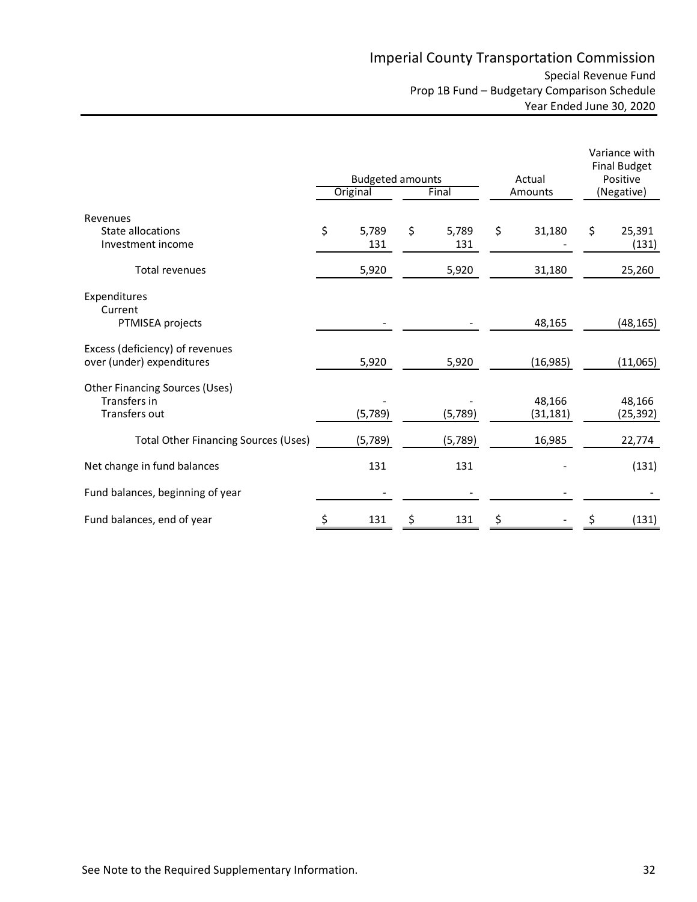# Imperial County Transportation Commission

Special Revenue Fund

Prop 1B Fund – Budgetary Comparison Schedule

Year Ended June 30, 2020

| | Budgeted amounts | | Actual | Variance with Final Budget Positive |
|---|---|---|---|---|
| | Original | Final | Amounts | (Negative) |
| **Revenues** | | | | |
| State allocations | $ 5,789 | $ 5,789 | $ 31,180 | $ 25,391 |
| Investment income | 131 | 131 | - | (131) |
| Total revenues | 5,920 | 5,920 | 31,180 | 25,260 |
| **Expenditures** | | | | |
| Current | | | | |
| PTMISEA projects | - | - | 48,165 | (48,165) |
| Excess (deficiency) of revenues over (under) expenditures | 5,920 | 5,920 | (16,985) | (11,065) |
| **Other Financing Sources (Uses)** | | | | |
| Transfers in | - | - | 48,166 | 48,166 |
| Transfers out | (5,789) | (5,789) | (31,181) | (25,392) |
| Total Other Financing Sources (Uses) | (5,789) | (5,789) | 16,985 | 22,774 |
| Net change in fund balances | 131 | 131 | - | (131) |
| Fund balances, beginning of year | - | - | - | - |
| Fund balances, end of year | $ 131 | $ 131 | $ - | $ (131) |

See Note to the Required Supplementary Information.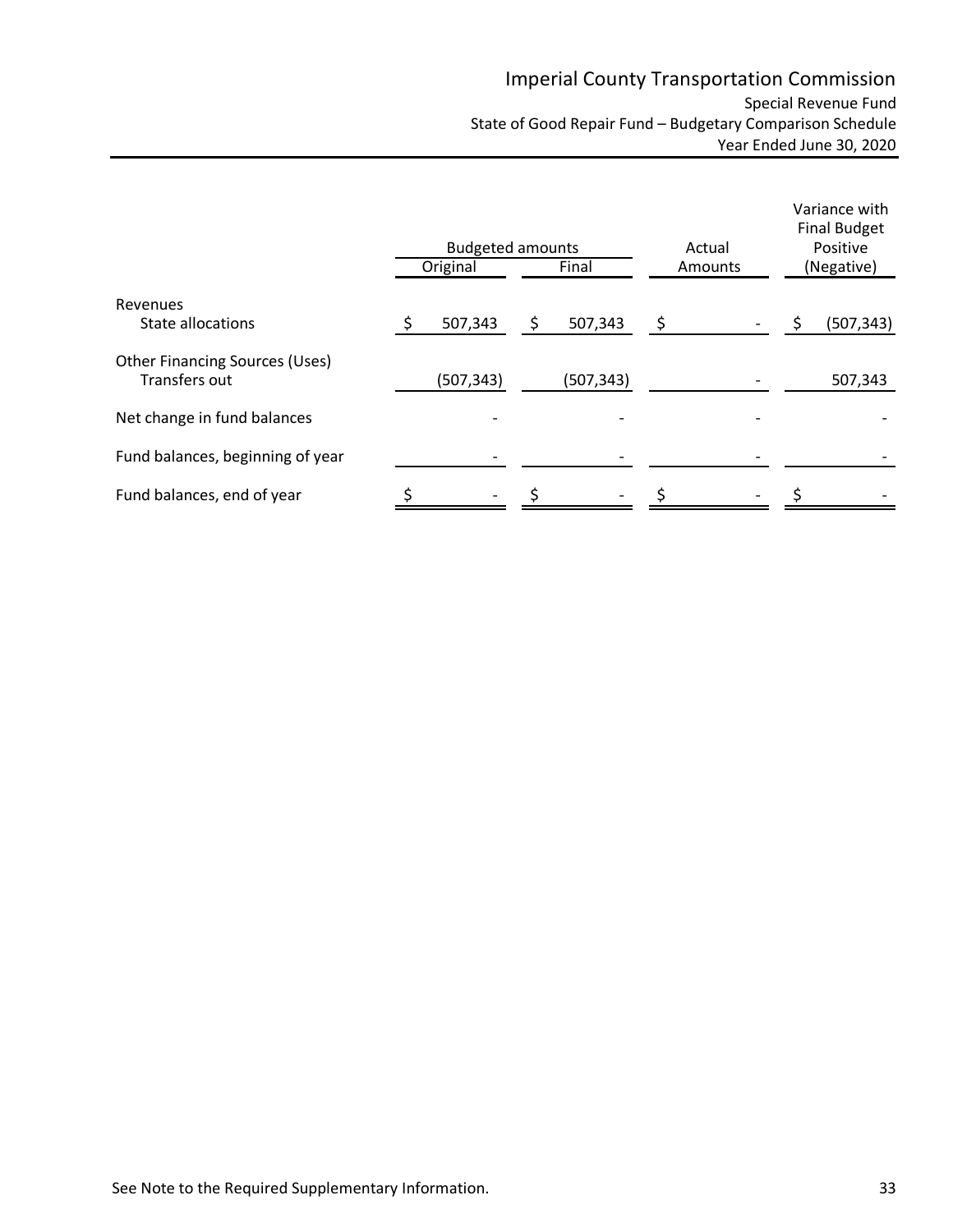# Imperial County Transportation Commission

Special Revenue Fund

State of Good Repair Fund – Budgetary Comparison Schedule

Year Ended June 30, 2020

| | Budgeted amounts | | Actual | Variance with Final Budget Positive |
|---|---|---|---|---|
| | Original | Final | Amounts | (Negative) |
| Revenues | | | | |
| State allocations | $ 507,343 | $ 507,343 | $ - | $ (507,343) |
| Other Financing Sources (Uses) | | | | |
| Transfers out | (507,343) | (507,343) | - | 507,343 |
| Net change in fund balances | - | - | - | - |
| Fund balances, beginning of year | - | - | - | - |
| Fund balances, end of year | $ - | $ - | $ - | $ - |

See Note to the Required Supplementary Information.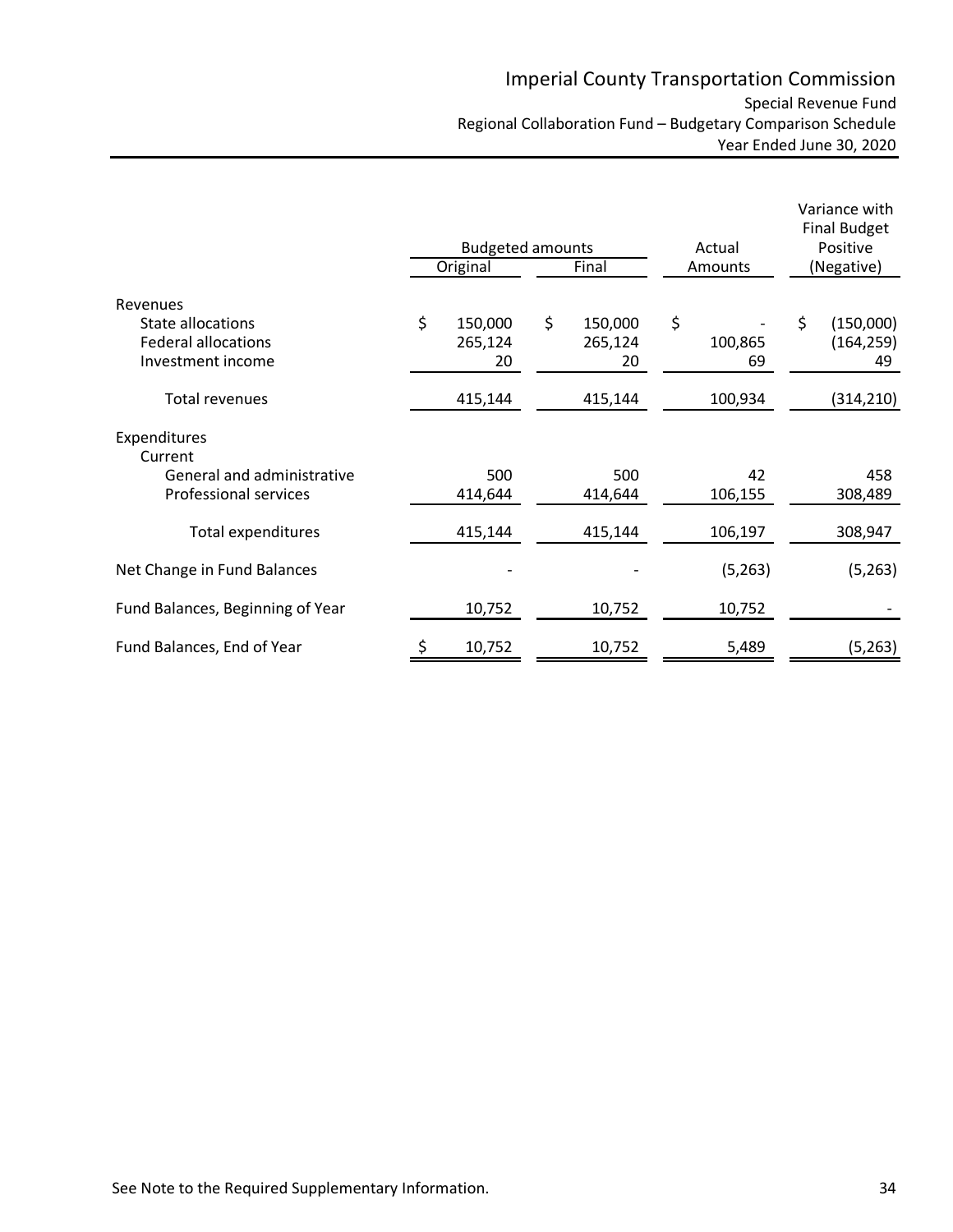# Imperial County Transportation Commission

## Special Revenue Fund

### Regional Collaboration Fund – Budgetary Comparison Schedule

### Year Ended June 30, 2020

| | Budgeted amounts | | Actual | Variance with Final Budget Positive |
|---|---|---|---|---|
| | Original | Final | Amounts | (Negative) |
| **Revenues** | | | | |
| State allocations | $ 150,000 | $ 150,000 | $ - | $ (150,000) |
| Federal allocations | 265,124 | 265,124 | 100,865 | (164,259) |
| Investment income | 20 | 20 | 69 | 49 |
| Total revenues | 415,144 | 415,144 | 100,934 | (314,210) |
| **Expenditures** | | | | |
| Current | | | | |
| General and administrative | 500 | 500 | 42 | 458 |
| Professional services | 414,644 | 414,644 | 106,155 | 308,489 |
| Total expenditures | 415,144 | 415,144 | 106,197 | 308,947 |
| Net Change in Fund Balances | - | - | (5,263) | (5,263) |
| Fund Balances, Beginning of Year | 10,752 | 10,752 | 10,752 | - |
| Fund Balances, End of Year | $ 10,752 | 10,752 | 5,489 | (5,263) |

See Note to the Required Supplementary Information.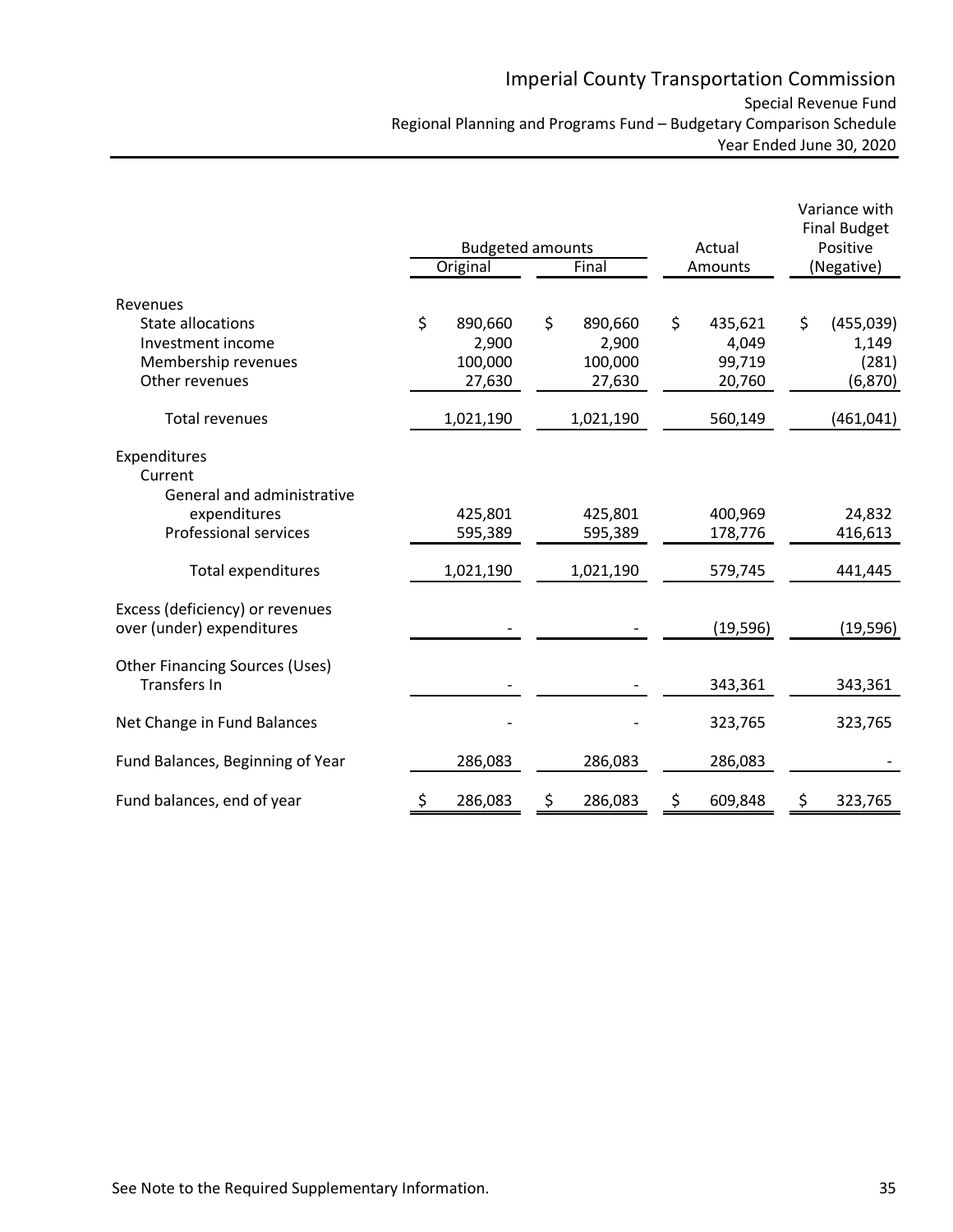# Imperial County Transportation Commission

Special Revenue Fund
Regional Planning and Programs Fund – Budgetary Comparison Schedule
Year Ended June 30, 2020

| | Budgeted amounts | | Actual | Variance with Final Budget Positive |
|---|---|---|---|---|
| | Original | Final | Amounts | (Negative) |
| **Revenues** | | | | |
| State allocations | $ 890,660 | $ 890,660 | $ 435,621 | $ (455,039) |
| Investment income | 2,900 | 2,900 | 4,049 | 1,149 |
| Membership revenues | 100,000 | 100,000 | 99,719 | (281) |
| Other revenues | 27,630 | 27,630 | 20,760 | (6,870) |
| Total revenues | 1,021,190 | 1,021,190 | 560,149 | (461,041) |
| **Expenditures** | | | | |
| Current | | | | |
| General and administrative expenditures | 425,801 | 425,801 | 400,969 | 24,832 |
| Professional services | 595,389 | 595,389 | 178,776 | 416,613 |
| Total expenditures | 1,021,190 | 1,021,190 | 579,745 | 441,445 |
| Excess (deficiency) or revenues over (under) expenditures | - | - | (19,596) | (19,596) |
| **Other Financing Sources (Uses)** | | | | |
| Transfers In | - | - | 343,361 | 343,361 |
| Net Change in Fund Balances | - | - | 323,765 | 323,765 |
| Fund Balances, Beginning of Year | 286,083 | 286,083 | 286,083 | - |
| Fund balances, end of year | $ 286,083 | $ 286,083 | $ 609,848 | $ 323,765 |

See Note to the Required Supplementary Information.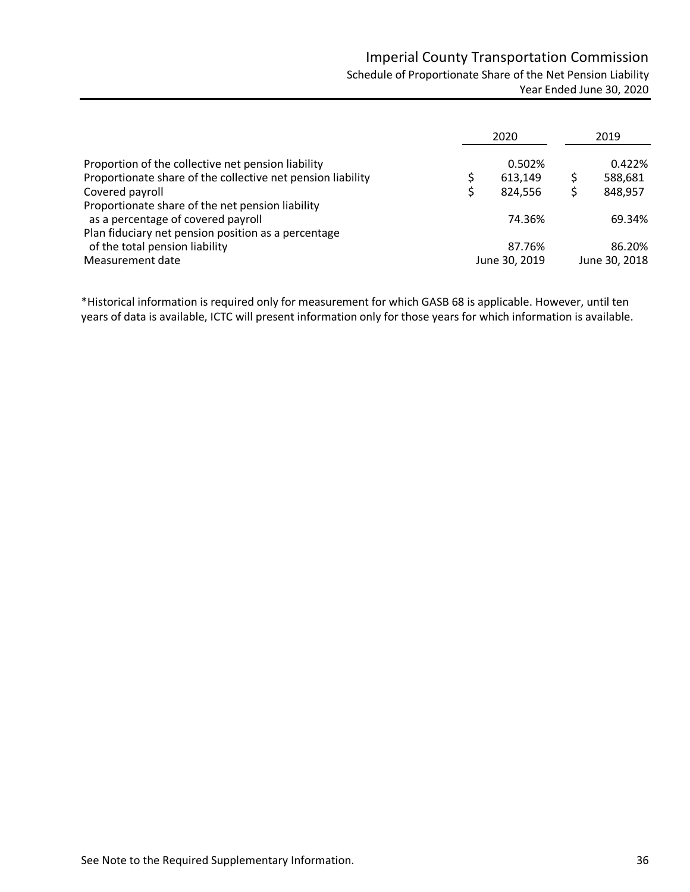# Imperial County Transportation Commission

## Schedule of Proportionate Share of the Net Pension Liability

### Year Ended June 30, 2020

| | 2020 | 2019 |
|---|---|---|
| Proportion of the collective net pension liability | 0.502% | 0.422% |
| Proportionate share of the collective net pension liability | $ 613,149 | $ 588,681 |
| Covered payroll | $ 824,556 | $ 848,957 |
| Proportionate share of the net pension liability as a percentage of covered payroll | 74.36% | 69.34% |
| Plan fiduciary net pension position as a percentage of the total pension liability | 87.76% | 86.20% |
| Measurement date | June 30, 2019 | June 30, 2018 |

*Historical information is required only for measurement for which GASB 68 is applicable. However, until ten years of data is available, ICTC will present information only for those years for which information is available.

See Note to the Required Supplementary Information.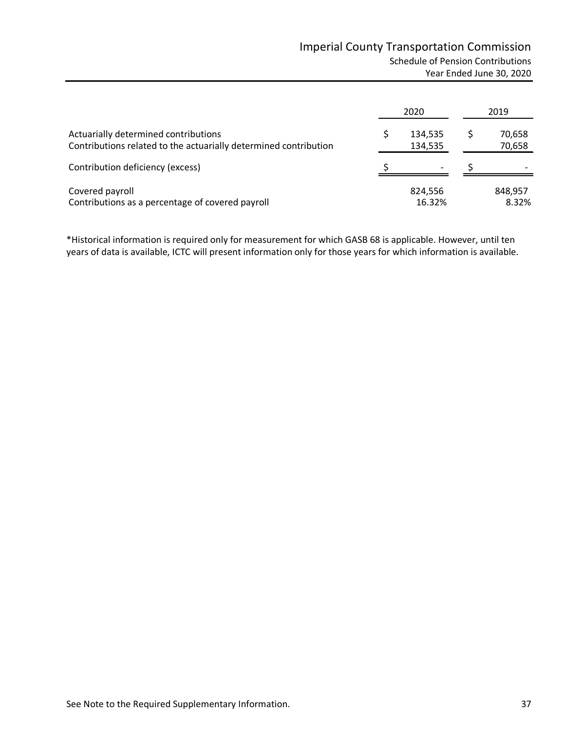# Imperial County Transportation Commission

## Schedule of Pension Contributions

### Year Ended June 30, 2020

| | 2020 | 2019 |
|---|---|---|
| Actuarially determined contributions | $ 134,535 | $ 70,658 |
| Contributions related to the actuarially determined contribution | 134,535 | 70,658 |
| Contribution deficiency (excess) | $ - | $ - |
| Covered payroll | 824,556 | 848,957 |
| Contributions as a percentage of covered payroll | 16.32% | 8.32% |

*Historical information is required only for measurement for which GASB 68 is applicable. However, until ten years of data is available, ICTC will present information only for those years for which information is available.

See Note to the Required Supplementary Information.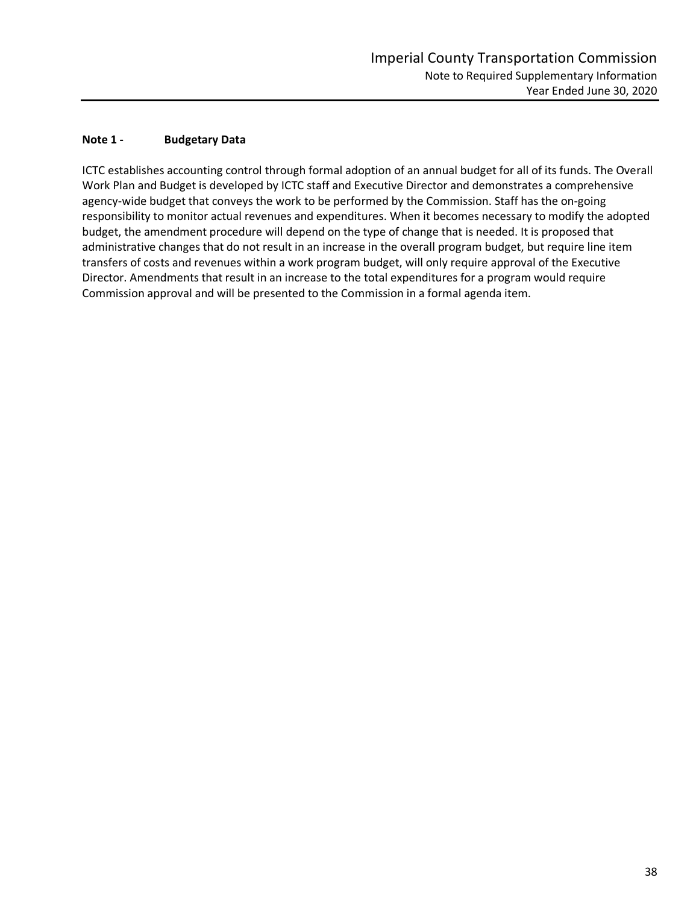# Imperial County Transportation Commission

Note to Required Supplementary Information

Year Ended June 30, 2020

## Note 1 - Budgetary Data

ICTC establishes accounting control through formal adoption of an annual budget for all of its funds. The Overall Work Plan and Budget is developed by ICTC staff and Executive Director and demonstrates a comprehensive agency-wide budget that conveys the work to be performed by the Commission. Staff has the on-going responsibility to monitor actual revenues and expenditures. When it becomes necessary to modify the adopted budget, the amendment procedure will depend on the type of change that is needed. It is proposed that administrative changes that do not result in an increase in the overall program budget, but require line item transfers of costs and revenues within a work program budget, will only require approval of the Executive Director. Amendments that result in an increase to the total expenditures for a program would require Commission approval and will be presented to the Commission in a formal agenda item.